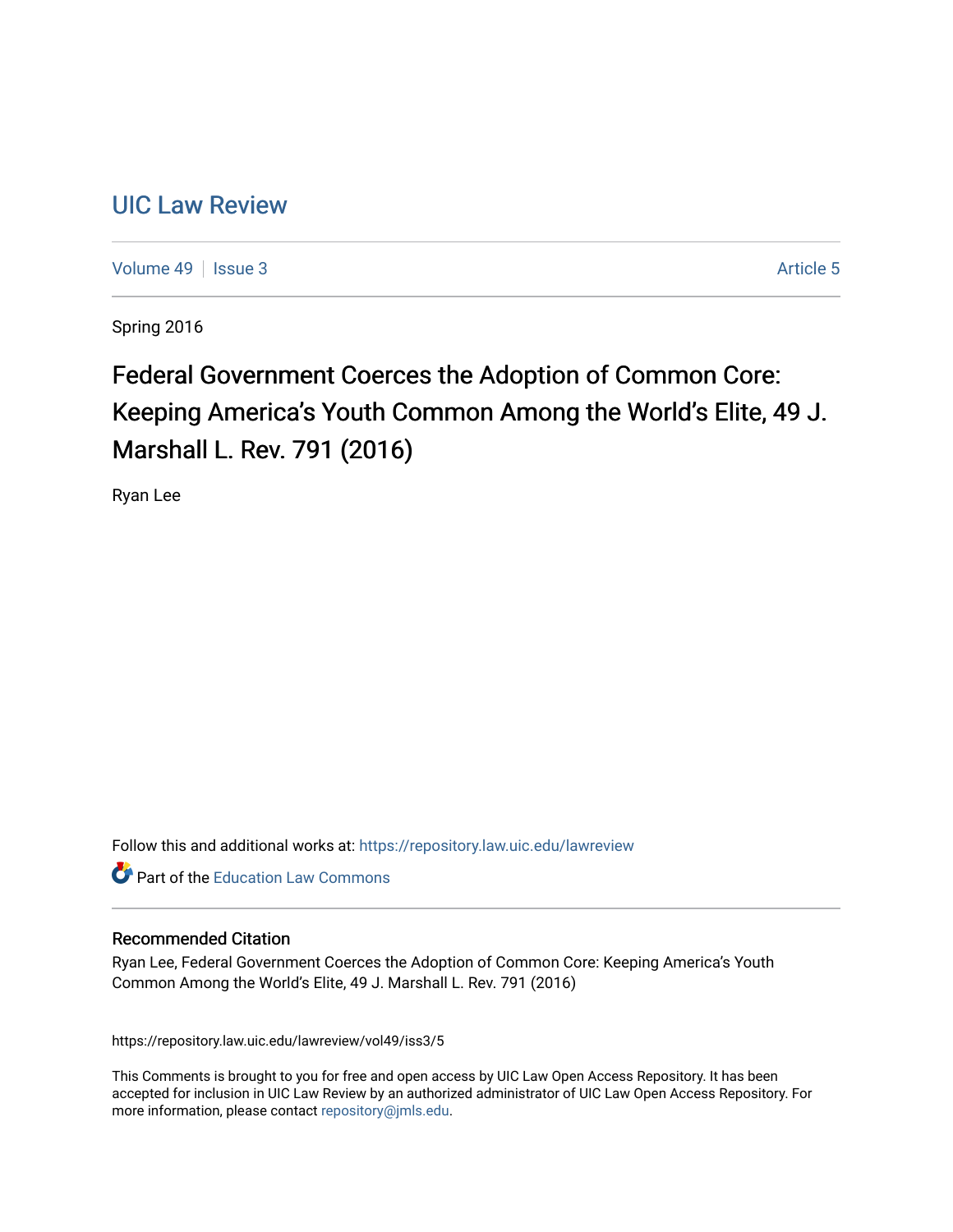# UIC Law Review

Volume 49 | Issue 3 | Article 5

Spring 2016

## Federal Government Coerces the Adoption of Common Core: Keeping America's Youth Common Among the World's Elite, 49 J. Marshall L. Rev. 791 (2016)

Ryan Lee

Follow this and additional works at: https://repository.law.uic.edu/lawreview

Part of the Education Law Commons

### Recommended Citation

Ryan Lee, Federal Government Coerces the Adoption of Common Core: Keeping America's Youth Common Among the World's Elite, 49 J. Marshall L. Rev. 791 (2016)

https://repository.law.uic.edu/lawreview/vol49/iss3/5

This Comments is brought to you for free and open access by UIC Law Open Access Repository. It has been accepted for inclusion in UIC Law Review by an authorized administrator of UIC Law Open Access Repository. For more information, please contact repository@jmls.edu.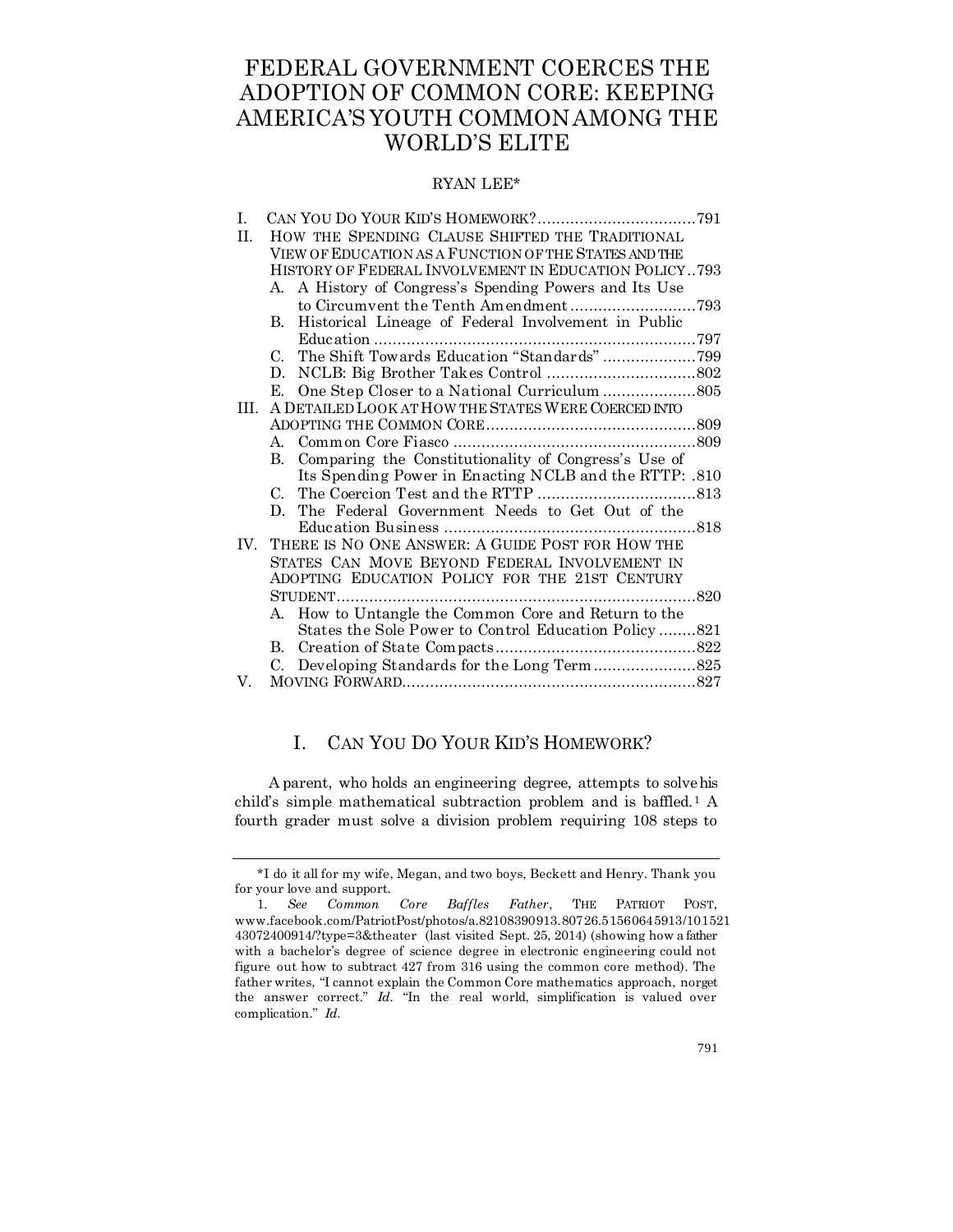# FEDERAL GOVERNMENT COERCES THE ADOPTION OF COMMON CORE: KEEPING AMERICA'S YOUTH COMMON AMONG THE WORLD'S ELITE

RYAN LEE*

I. CAN YOU DO YOUR KID'S HOMEWORK? .................................. 791
II. HOW THE SPENDING CLAUSE SHIFTED THE TRADITIONAL VIEW OF EDUCATION AS A FUNCTION OF THE STATES AND THE HISTORY OF FEDERAL INVOLVEMENT IN EDUCATION POLICY .. 793
  A. A History of Congress's Spending Powers and Its Use to Circumvent the Tenth Amendment ........................... 793
  B. Historical Lineage of Federal Involvement in Public Education ..................................................................... 797
  C. The Shift Towards Education "Standards" .................... 799
  D. NCLB: Big Brother Takes Control ................................ 802
  E. One Step Closer to a National Curriculum .................... 805
III. A DETAILED LOOK AT HOW THE STATES WERE COERCED INTO ADOPTING THE COMMON CORE ............................................. 809
  A. Common Core Fiasco .................................................... 809
  B. Comparing the Constitutionality of Congress's Use of Its Spending Power in Enacting NCLB and the RTTP: . 810
  C. The Coercion Test and the RTTP .................................. 813
  D. The Federal Government Needs to Get Out of the Education Business ...................................................... 818
IV. THERE IS NO ONE ANSWER: A GUIDE POST FOR HOW THE STATES CAN MOVE BEYOND FEDERAL INVOLVEMENT IN ADOPTING EDUCATION POLICY FOR THE 21ST CENTURY STUDENT ............................................................................ 820
  A. How to Untangle the Common Core and Return to the States the Sole Power to Control Education Policy ........ 821
  B. Creation of State Compacts ........................................... 822
  C. Developing Standards for the Long Term ...................... 825
V. MOVING FORWARD ............................................................... 827

## I. CAN YOU DO YOUR KID'S HOMEWORK?

A parent, who holds an engineering degree, attempts to solve his child's simple mathematical subtraction problem and is baffled.[1] A fourth grader must solve a division problem requiring 108 steps to

---

*I do it all for my wife, Megan, and two boys, Beckett and Henry. Thank you for your love and support.

1. *See Common Core Baffles Father*, THE PATRIOT POST, www.facebook.com/PatriotPost/photos/a.82108390913.80726.51560645913/10152143072400914/?type=3&theater (last visited Sept. 25, 2014) (showing how a father with a bachelor's degree of science degree in electronic engineering could not figure out how to subtract 427 from 316 using the common core method). The father writes, "I cannot explain the Common Core mathematics approach, norget the answer correct." *Id*. "In the real world, simplification is valued over complication." *Id*.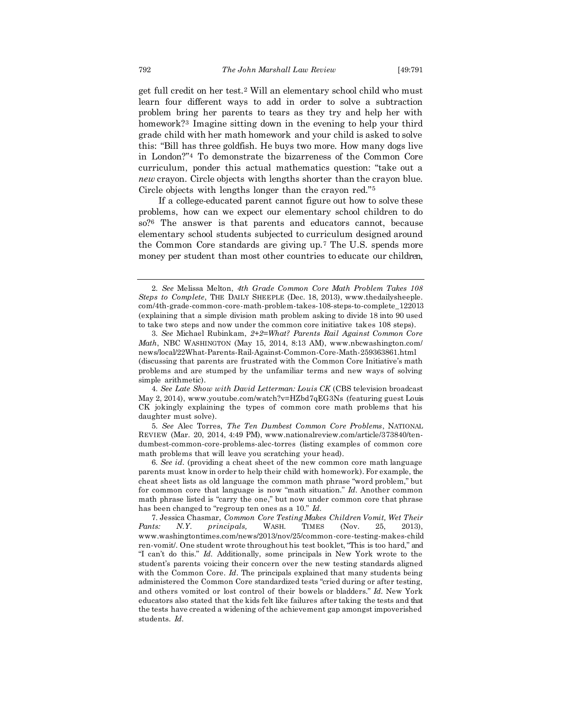get full credit on her test.[2] Will an elementary school child who must learn four different ways to add in order to solve a subtraction problem bring her parents to tears as they try and help her with homework?[3] Imagine sitting down in the evening to help your third grade child with her math homework and your child is asked to solve this: "Bill has three goldfish. He buys two more. How many dogs live in London?"[4] To demonstrate the bizarreness of the Common Core curriculum, ponder this actual mathematics question: "take out a *new* crayon. Circle objects with lengths shorter than the crayon blue. Circle objects with lengths longer than the crayon red."[5]

If a college-educated parent cannot figure out how to solve these problems, how can we expect our elementary school children to do so?[6] The answer is that parents and educators cannot, because elementary school students subjected to curriculum designed around the Common Core standards are giving up.[7] The U.S. spends more money per student than most other countries to educate our children,

---

2. *See* Melissa Melton, *4th Grade Common Core Math Problem Takes 108 Steps to Complete*, THE DAILY SHEEPLE (Dec. 18, 2013), www.thedailysheeple.com/4th-grade-common-core-math-problem-takes-108-steps-to-complete_122013 (explaining that a simple division math problem asking to divide 18 into 90 used to take two steps and now under the common core initiative takes 108 steps).

3. *See* Michael Rubinkam, *2+2=What? Parents Rail Against Common Core Math*, NBC WASHINGTON (May 15, 2014, 8:13 AM), www.nbcwashington.com/news/local/22What-Parents-Rail-Against-Common-Core-Math-259363861.html (discussing that parents are frustrated with the Common Core Initiative's math problems and are stumped by the unfamiliar terms and new ways of solving simple arithmetic).

4. *See Late Show with David Letterman: Louis CK* (CBS television broadcast May 2, 2014), www.youtube.com/watch?v=HZbd7qEG3Ns (featuring guest Louis CK jokingly explaining the types of common core math problems that his daughter must solve).

5. *See* Alec Torres, *The Ten Dumbest Common Core Problems*, NATIONAL REVIEW (Mar. 20, 2014, 4:49 PM), www.nationalreview.com/article/373840/ten-dumbest-common-core-problems-alec-torres (listing examples of common core math problems that will leave you scratching your head).

6. *See id.* (providing a cheat sheet of the new common core math language parents must know in order to help their child with homework). For example, the cheat sheet lists as old language the common math phrase "word problem," but for common core that language is now "math situation." *Id.* Another common math phrase listed is "carry the one," but now under common core that phrase has been changed to "regroup ten ones as a 10." *Id.*

7. Jessica Chasmar, *Common Core Testing Makes Children Vomit, Wet Their Pants: N.Y. principals,* WASH. TIMES (Nov. 25, 2013), www.washingtontimes.com/news/2013/nov/25/common-core-testing-makes-children-vomit/. One student wrote throughout his test booklet, "This is too hard," and "I can't do this." *Id.* Additionally, some principals in New York wrote to the student's parents voicing their concern over the new testing standards aligned with the Common Core. *Id.* The principals explained that many students being administered the Common Core standardized tests "cried during or after testing, and others vomited or lost control of their bowels or bladders." *Id.* New York educators also stated that the kids felt like failures after taking the tests and that the tests have created a widening of the achievement gap amongst impoverished students. *Id.*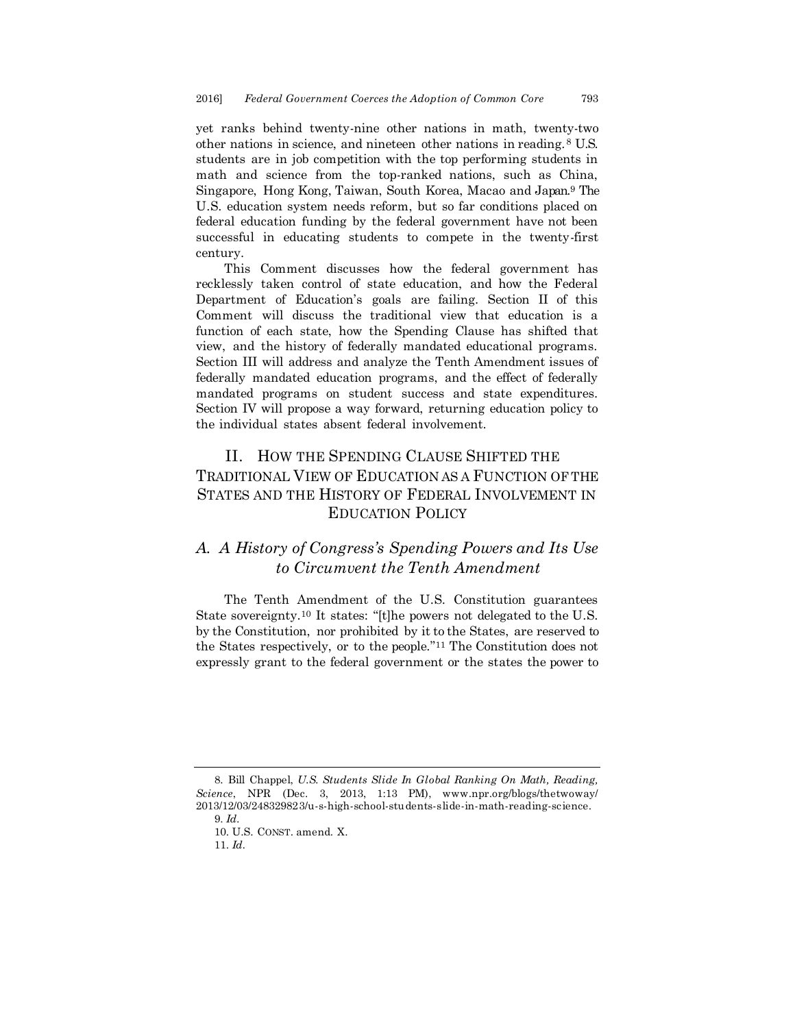yet ranks behind twenty-nine other nations in math, twenty-two other nations in science, and nineteen other nations in reading.[8] U.S. students are in job competition with the top performing students in math and science from the top-ranked nations, such as China, Singapore, Hong Kong, Taiwan, South Korea, Macao and Japan.[9] The U.S. education system needs reform, but so far conditions placed on federal education funding by the federal government have not been successful in educating students to compete in the twenty-first century.

This Comment discusses how the federal government has recklessly taken control of state education, and how the Federal Department of Education's goals are failing. Section II of this Comment will discuss the traditional view that education is a function of each state, how the Spending Clause has shifted that view, and the history of federally mandated educational programs. Section III will address and analyze the Tenth Amendment issues of federally mandated education programs, and the effect of federally mandated programs on student success and state expenditures. Section IV will propose a way forward, returning education policy to the individual states absent federal involvement.

## II. HOW THE SPENDING CLAUSE SHIFTED THE TRADITIONAL VIEW OF EDUCATION AS A FUNCTION OF THE STATES AND THE HISTORY OF FEDERAL INVOLVEMENT IN EDUCATION POLICY

### *A. A History of Congress's Spending Powers and Its Use to Circumvent the Tenth Amendment*

The Tenth Amendment of the U.S. Constitution guarantees State sovereignty.[10] It states: "[t]he powers not delegated to the U.S. by the Constitution, nor prohibited by it to the States, are reserved to the States respectively, or to the people."[11] The Constitution does not expressly grant to the federal government or the states the power to

---

8. Bill Chappel, *U.S. Students Slide In Global Ranking On Math, Reading, Science*, NPR (Dec. 3, 2013, 1:13 PM), www.npr.org/blogs/thetwoway/2013/12/03/248329823/u-s-high-school-students-slide-in-math-reading-science.

9. *Id*.

10. U.S. CONST. amend. X.

11. *Id*.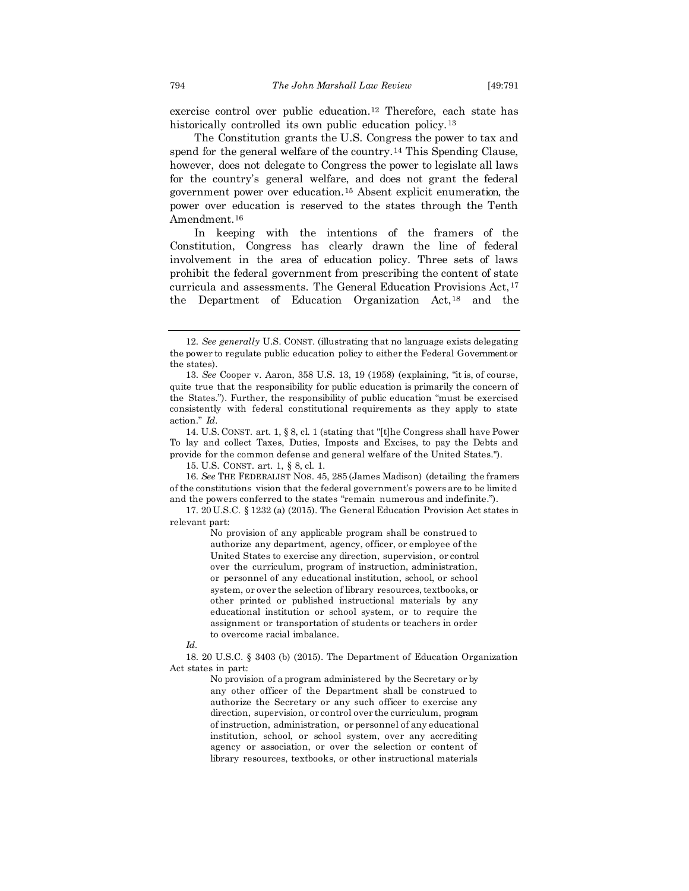exercise control over public education.[12] Therefore, each state has historically controlled its own public education policy.[13]

The Constitution grants the U.S. Congress the power to tax and spend for the general welfare of the country.[14] This Spending Clause, however, does not delegate to Congress the power to legislate all laws for the country's general welfare, and does not grant the federal government power over education.[15] Absent explicit enumeration, the power over education is reserved to the states through the Tenth Amendment.[16]

In keeping with the intentions of the framers of the Constitution, Congress has clearly drawn the line of federal involvement in the area of education policy. Three sets of laws prohibit the federal government from prescribing the content of state curricula and assessments. The General Education Provisions Act,[17] the Department of Education Organization Act,[18] and the

---

12. *See generally* U.S. CONST. (illustrating that no language exists delegating the power to regulate public education policy to either the Federal Government or the states).

13. *See* Cooper v. Aaron, 358 U.S. 13, 19 (1958) (explaining, "it is, of course, quite true that the responsibility for public education is primarily the concern of the States."). Further, the responsibility of public education "must be exercised consistently with federal constitutional requirements as they apply to state action." *Id*.

14. U.S. CONST. art. 1, § 8, cl. 1 (stating that "[t]he Congress shall have Power To lay and collect Taxes, Duties, Imposts and Excises, to pay the Debts and provide for the common defense and general welfare of the United States.").

15. U.S. CONST. art. 1, § 8, cl. 1.

16. *See* THE FEDERALIST NOS. 45, 285 (James Madison) (detailing the framers of the constitutions vision that the federal government's powers are to be limited and the powers conferred to the states "remain numerous and indefinite.").

17. 20 U.S.C. § 1232 (a) (2015). The General Education Provision Act states in relevant part:

> No provision of any applicable program shall be construed to authorize any department, agency, officer, or employee of the United States to exercise any direction, supervision, or control over the curriculum, program of instruction, administration, or personnel of any educational institution, school, or school system, or over the selection of library resources, textbooks, or other printed or published instructional materials by any educational institution or school system, or to require the assignment or transportation of students or teachers in order to overcome racial imbalance.

*Id*.

18. 20 U.S.C. § 3403 (b) (2015). The Department of Education Organization Act states in part:

> No provision of a program administered by the Secretary or by any other officer of the Department shall be construed to authorize the Secretary or any such officer to exercise any direction, supervision, or control over the curriculum, program of instruction, administration, or personnel of any educational institution, school, or school system, over any accrediting agency or association, or over the selection or content of library resources, textbooks, or other instructional materials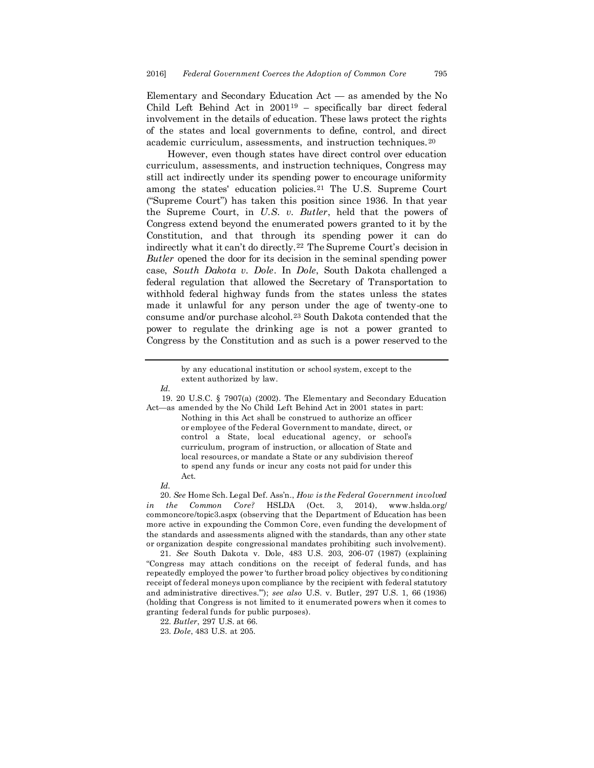Elementary and Secondary Education Act — as amended by the No Child Left Behind Act in 2001[19] – specifically bar direct federal involvement in the details of education. These laws protect the rights of the states and local governments to define, control, and direct academic curriculum, assessments, and instruction techniques.[20]

However, even though states have direct control over education curriculum, assessments, and instruction techniques, Congress may still act indirectly under its spending power to encourage uniformity among the states' education policies.[21] The U.S. Supreme Court ("Supreme Court") has taken this position since 1936. In that year the Supreme Court, in *U.S. v. Butler*, held that the powers of Congress extend beyond the enumerated powers granted to it by the Constitution, and that through its spending power it can do indirectly what it can't do directly.[22] The Supreme Court's decision in *Butler* opened the door for its decision in the seminal spending power case, *South Dakota v. Dole*. In *Dole*, South Dakota challenged a federal regulation that allowed the Secretary of Transportation to withhold federal highway funds from the states unless the states made it unlawful for any person under the age of twenty-one to consume and/or purchase alcohol.[23] South Dakota contended that the power to regulate the drinking age is not a power granted to Congress by the Constitution and as such is a power reserved to the

---

> by any educational institution or school system, except to the extent authorized by law.

*Id.*

19. 20 U.S.C. § 7907(a) (2002). The Elementary and Secondary Education Act—as amended by the No Child Left Behind Act in 2001 states in part:

> Nothing in this Act shall be construed to authorize an officer or employee of the Federal Government to mandate, direct, or control a State, local educational agency, or school's curriculum, program of instruction, or allocation of State and local resources, or mandate a State or any subdivision thereof to spend any funds or incur any costs not paid for under this Act.

*Id.*

20. *See* Home Sch. Legal Def. Ass'n., *How is the Federal Government involved in the Common Core?* HSLDA (Oct. 3, 2014), www.hslda.org/commoncore/topic3.aspx (observing that the Department of Education has been more active in expounding the Common Core, even funding the development of the standards and assessments aligned with the standards, than any other state or organization despite congressional mandates prohibiting such involvement).

21. *See* South Dakota v. Dole, 483 U.S. 203, 206-07 (1987) (explaining "Congress may attach conditions on the receipt of federal funds, and has repeatedly employed the power 'to further broad policy objectives by conditioning receipt of federal moneys upon compliance by the recipient with federal statutory and administrative directives.'"); *see also* U.S. v. Butler, 297 U.S. 1, 66 (1936) (holding that Congress is not limited to it enumerated powers when it comes to granting federal funds for public purposes).

22. *Butler*, 297 U.S. at 66.

23. *Dole*, 483 U.S. at 205.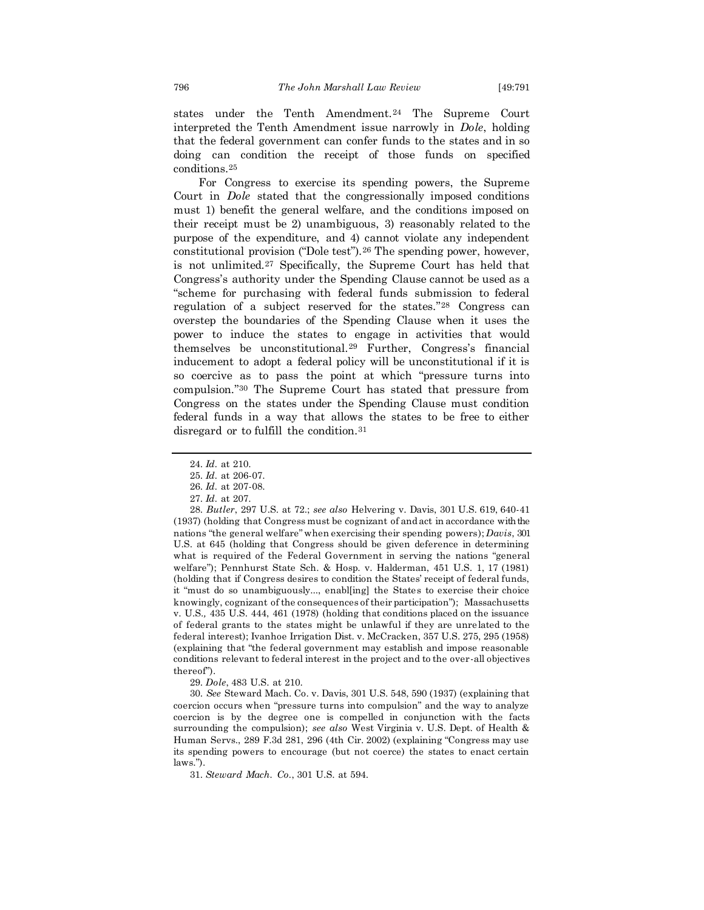states under the Tenth Amendment.[24] The Supreme Court interpreted the Tenth Amendment issue narrowly in *Dole*, holding that the federal government can confer funds to the states and in so doing can condition the receipt of those funds on specified conditions.[25]

For Congress to exercise its spending powers, the Supreme Court in *Dole* stated that the congressionally imposed conditions must 1) benefit the general welfare, and the conditions imposed on their receipt must be 2) unambiguous, 3) reasonably related to the purpose of the expenditure, and 4) cannot violate any independent constitutional provision ("Dole test").[26] The spending power, however, is not unlimited.[27] Specifically, the Supreme Court has held that Congress's authority under the Spending Clause cannot be used as a "scheme for purchasing with federal funds submission to federal regulation of a subject reserved for the states."[28] Congress can overstep the boundaries of the Spending Clause when it uses the power to induce the states to engage in activities that would themselves be unconstitutional.[29] Further, Congress's financial inducement to adopt a federal policy will be unconstitutional if it is so coercive as to pass the point at which "pressure turns into compulsion."[30] The Supreme Court has stated that pressure from Congress on the states under the Spending Clause must condition federal funds in a way that allows the states to be free to either disregard or to fulfill the condition.[31]

---

24. *Id.* at 210.

25. *Id.* at 206-07.

26. *Id.* at 207-08.

27. *Id.* at 207.

28. *Butler*, 297 U.S. at 72.; *see also* Helvering v. Davis, 301 U.S. 619, 640-41 (1937) (holding that Congress must be cognizant of and act in accordance with the nations "the general welfare" when exercising their spending powers); *Davis*, 301 U.S. at 645 (holding that Congress should be given deference in determining what is required of the Federal Government in serving the nations "general welfare"); Pennhurst State Sch. & Hosp. v. Halderman, 451 U.S. 1, 17 (1981) (holding that if Congress desires to condition the States' receipt of federal funds, it "must do so unambiguously..., enabl[ing] the States to exercise their choice knowingly, cognizant of the consequences of their participation"); Massachusetts v. U.S., 435 U.S. 444, 461 (1978) (holding that conditions placed on the issuance of federal grants to the states might be unlawful if they are unrelated to the federal interest); Ivanhoe Irrigation Dist. v. McCracken, 357 U.S. 275, 295 (1958) (explaining that "the federal government may establish and impose reasonable conditions relevant to federal interest in the project and to the over-all objectives thereof").

29. *Dole*, 483 U.S. at 210.

30. *See* Steward Mach. Co. v. Davis, 301 U.S. 548, 590 (1937) (explaining that coercion occurs when "pressure turns into compulsion" and the way to analyze coercion is by the degree one is compelled in conjunction with the facts surrounding the compulsion); *see also* West Virginia v. U.S. Dept. of Health & Human Servs., 289 F.3d 281, 296 (4th Cir. 2002) (explaining "Congress may use its spending powers to encourage (but not coerce) the states to enact certain laws.").

31. *Steward Mach. Co.*, 301 U.S. at 594.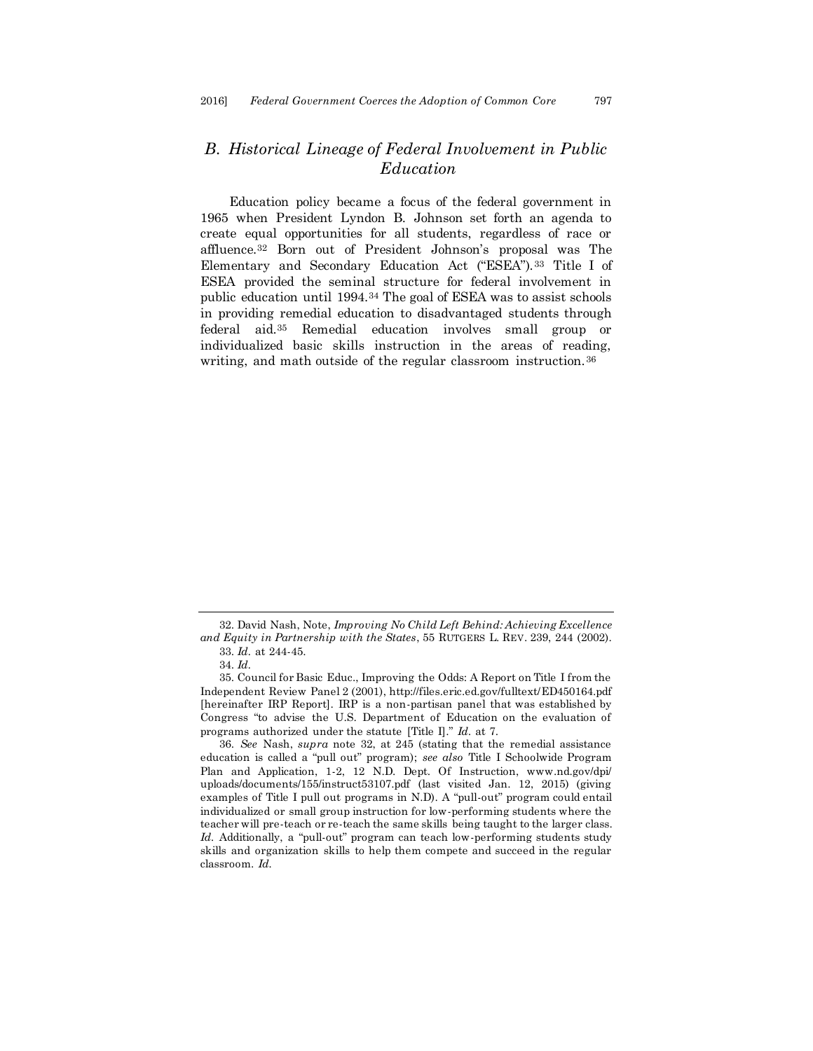## *B. Historical Lineage of Federal Involvement in Public Education*

Education policy became a focus of the federal government in 1965 when President Lyndon B. Johnson set forth an agenda to create equal opportunities for all students, regardless of race or affluence.[32] Born out of President Johnson's proposal was The Elementary and Secondary Education Act ("ESEA").[33] Title I of ESEA provided the seminal structure for federal involvement in public education until 1994.[34] The goal of ESEA was to assist schools in providing remedial education to disadvantaged students through federal aid.[35] Remedial education involves small group or individualized basic skills instruction in the areas of reading, writing, and math outside of the regular classroom instruction.[36]

---

32. David Nash, Note, *Improving No Child Left Behind: Achieving Excellence and Equity in Partnership with the States*, 55 RUTGERS L. REV. 239, 244 (2002).

33. *Id.* at 244-45.

34. *Id.*

35. Council for Basic Educ., Improving the Odds: A Report on Title I from the Independent Review Panel 2 (2001), http://files.eric.ed.gov/fulltext/ED450164.pdf [hereinafter IRP Report]. IRP is a non-partisan panel that was established by Congress "to advise the U.S. Department of Education on the evaluation of programs authorized under the statute [Title I]." *Id.* at 7.

36. *See* Nash, *supra* note 32, at 245 (stating that the remedial assistance education is called a "pull out" program); *see also* Title I Schoolwide Program Plan and Application, 1-2, 12 N.D. Dept. Of Instruction, www.nd.gov/dpi/uploads/documents/155/instruct53107.pdf (last visited Jan. 12, 2015) (giving examples of Title I pull out programs in N.D). A "pull-out" program could entail individualized or small group instruction for low-performing students where the teacher will pre-teach or re-teach the same skills being taught to the larger class. *Id.* Additionally, a "pull-out" program can teach low-performing students study skills and organization skills to help them compete and succeed in the regular classroom. *Id.*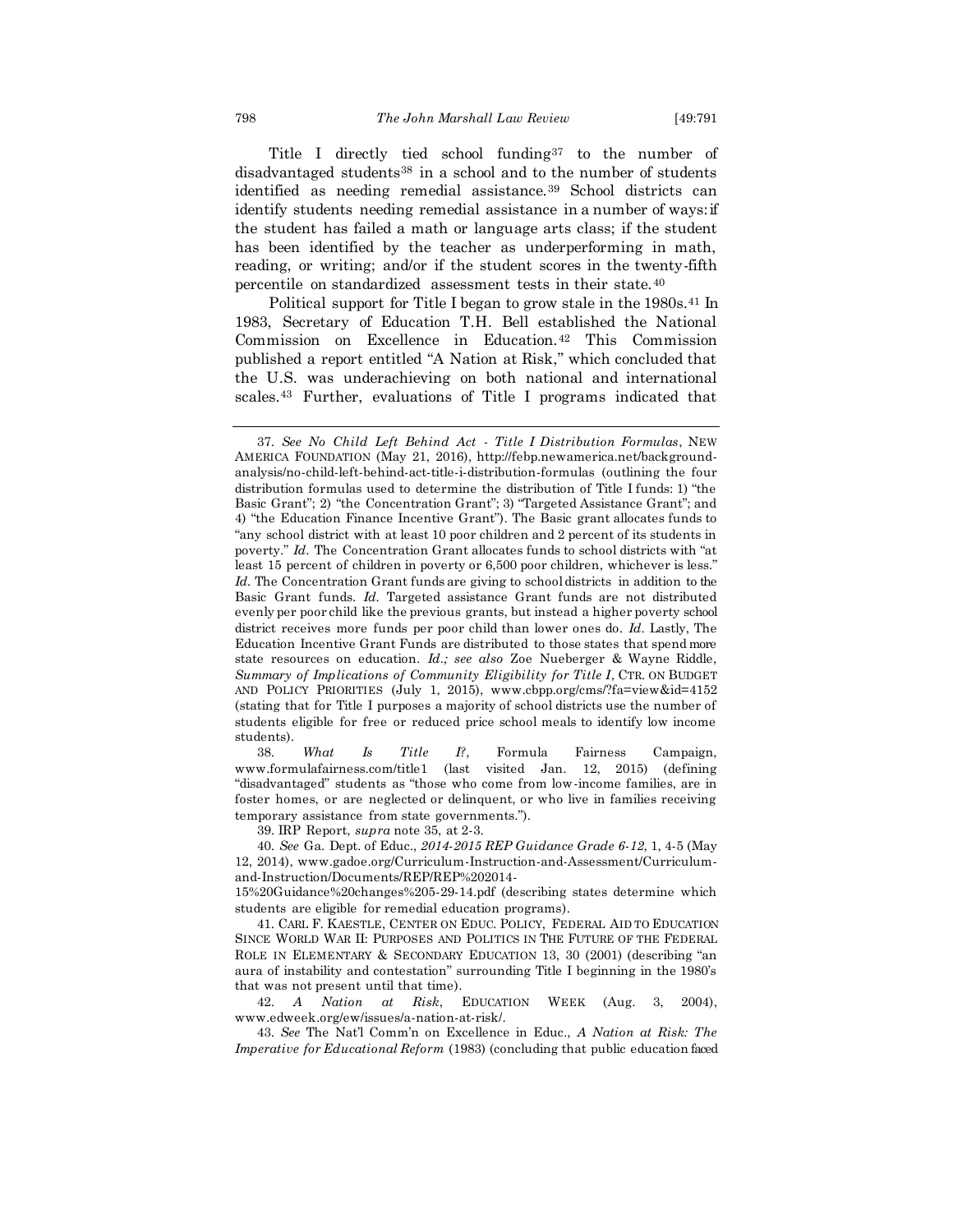Title I directly tied school funding[37] to the number of disadvantaged students[38] in a school and to the number of students identified as needing remedial assistance.[39] School districts can identify students needing remedial assistance in a number of ways: if the student has failed a math or language arts class; if the student has been identified by the teacher as underperforming in math, reading, or writing; and/or if the student scores in the twenty-fifth percentile on standardized assessment tests in their state.[40]

Political support for Title I began to grow stale in the 1980s.[41] In 1983, Secretary of Education T.H. Bell established the National Commission on Excellence in Education.[42] This Commission published a report entitled "A Nation at Risk," which concluded that the U.S. was underachieving on both national and international scales.[43] Further, evaluations of Title I programs indicated that

---

37. *See No Child Left Behind Act - Title I Distribution Formulas*, NEW AMERICA FOUNDATION (May 21, 2016), http://febp.newamerica.net/background-analysis/no-child-left-behind-act-title-i-distribution-formulas (outlining the four distribution formulas used to determine the distribution of Title I funds: 1) "the Basic Grant"; 2) "the Concentration Grant"; 3) "Targeted Assistance Grant"; and 4) "the Education Finance Incentive Grant"). The Basic grant allocates funds to "any school district with at least 10 poor children and 2 percent of its students in poverty." *Id.* The Concentration Grant allocates funds to school districts with "at least 15 percent of children in poverty or 6,500 poor children, whichever is less." *Id.* The Concentration Grant funds are giving to school districts in addition to the Basic Grant funds. *Id.* Targeted assistance Grant funds are not distributed evenly per poor child like the previous grants, but instead a higher poverty school district receives more funds per poor child than lower ones do. *Id.* Lastly, The Education Incentive Grant Funds are distributed to those states that spend more state resources on education. *Id.; see also* Zoe Nueberger & Wayne Riddle, *Summary of Implications of Community Eligibility for Title I*, CTR. ON BUDGET AND POLICY PRIORITIES (July 1, 2015), www.cbpp.org/cms/?fa=view&id=4152 (stating that for Title I purposes a majority of school districts use the number of students eligible for free or reduced price school meals to identify low income students).

38. *What Is Title I?*, Formula Fairness Campaign, www.formulafairness.com/title1 (last visited Jan. 12, 2015) (defining "disadvantaged" students as "those who come from low-income families, are in foster homes, or are neglected or delinquent, or who live in families receiving temporary assistance from state governments.").

39. IRP Report, *supra* note 35, at 2-3.

40. *See* Ga. Dept. of Educ., *2014-2015 REP Guidance Grade 6-12*, 1, 4-5 (May 12, 2014), www.gadoe.org/Curriculum-Instruction-and-Assessment/Curriculum-and-Instruction/Documents/REP/REP%202014-15%20Guidance%20changes%205-29-14.pdf (describing states determine which students are eligible for remedial education programs).

41. CARL F. KAESTLE, CENTER ON EDUC. POLICY, FEDERAL AID TO EDUCATION SINCE WORLD WAR II: PURPOSES AND POLITICS IN THE FUTURE OF THE FEDERAL ROLE IN ELEMENTARY & SECONDARY EDUCATION 13, 30 (2001) (describing "an aura of instability and contestation" surrounding Title I beginning in the 1980's that was not present until that time).

42. *A Nation at Risk*, EDUCATION WEEK (Aug. 3, 2004), www.edweek.org/ew/issues/a-nation-at-risk/.

43. *See* The Nat'l Comm'n on Excellence in Educ., *A Nation at Risk: The Imperative for Educational Reform* (1983) (concluding that public education faced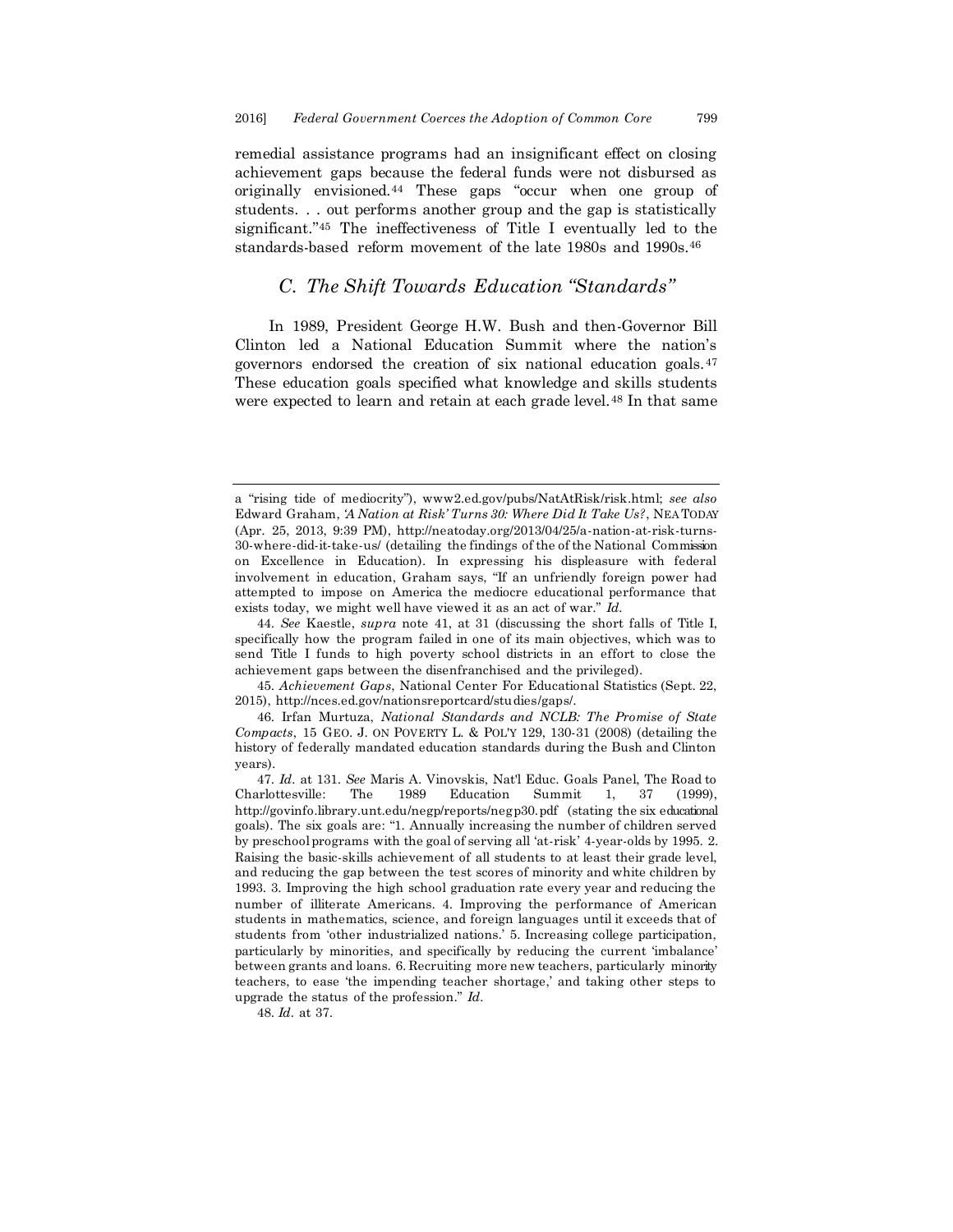remedial assistance programs had an insignificant effect on closing achievement gaps because the federal funds were not disbursed as originally envisioned.[44] These gaps "occur when one group of students. . . out performs another group and the gap is statistically significant."[45] The ineffectiveness of Title I eventually led to the standards-based reform movement of the late 1980s and 1990s.[46]

### *C. The Shift Towards Education "Standards"*

In 1989, President George H.W. Bush and then-Governor Bill Clinton led a National Education Summit where the nation's governors endorsed the creation of six national education goals.[47] These education goals specified what knowledge and skills students were expected to learn and retain at each grade level.[48] In that same

---

a "rising tide of mediocrity"), www2.ed.gov/pubs/NatAtRisk/risk.html; *see also* Edward Graham, *'A Nation at Risk' Turns 30: Where Did It Take Us?*, NEA TODAY (Apr. 25, 2013, 9:39 PM), http://neatoday.org/2013/04/25/a-nation-at-risk-turns-30-where-did-it-take-us/ (detailing the findings of the of the National Commission on Excellence in education). In expressing his displeasure with federal involvement in education, Graham says, "If an unfriendly foreign power had attempted to impose on America the mediocre educational performance that exists today, we might well have viewed it as an act of war." *Id.*

44. *See* Kaestle, *supra* note 41, at 31 (discussing the short falls of Title I, specifically how the program failed in one of its main objectives, which was to send Title I funds to high poverty school districts in an effort to close the achievement gaps between the disenfranchised and the privileged).

45. *Achievement Gaps*, National Center For Educational Statistics (Sept. 22, 2015), http://nces.ed.gov/nationsreportcard/studies/gaps/.

46. Irfan Murtuza, *National Standards and NCLB: The Promise of State Compacts*, 15 GEO. J. ON POVERTY L. & POL'Y 129, 130-31 (2008) (detailing the history of federally mandated education standards during the Bush and Clinton years).

47. *Id.* at 131. *See* Maris A. Vinovskis, Nat'l Educ. Goals Panel, The Road to Charlottesville: The 1989 Education Summit 1, 37 (1999), http://govinfo.library.unt.edu/negp/reports/negp30.pdf (stating the six educational goals). The six goals are: "1. Annually increasing the number of children served by preschool programs with the goal of serving all 'at-risk' 4-year-olds by 1995. 2. Raising the basic-skills achievement of all students to at least their grade level, and reducing the gap between the test scores of minority and white children by 1993. 3. Improving the high school graduation rate every year and reducing the number of illiterate Americans. 4. Improving the performance of American students in mathematics, science, and foreign languages until it exceeds that of students from 'other industrialized nations.' 5. Increasing college participation, particularly by minorities, and specifically by reducing the current 'imbalance' between grants and loans. 6. Recruiting more new teachers, particularly minority teachers, to ease 'the impending teacher shortage,' and taking other steps to upgrade the status of the profession." *Id.*

48. *Id.* at 37.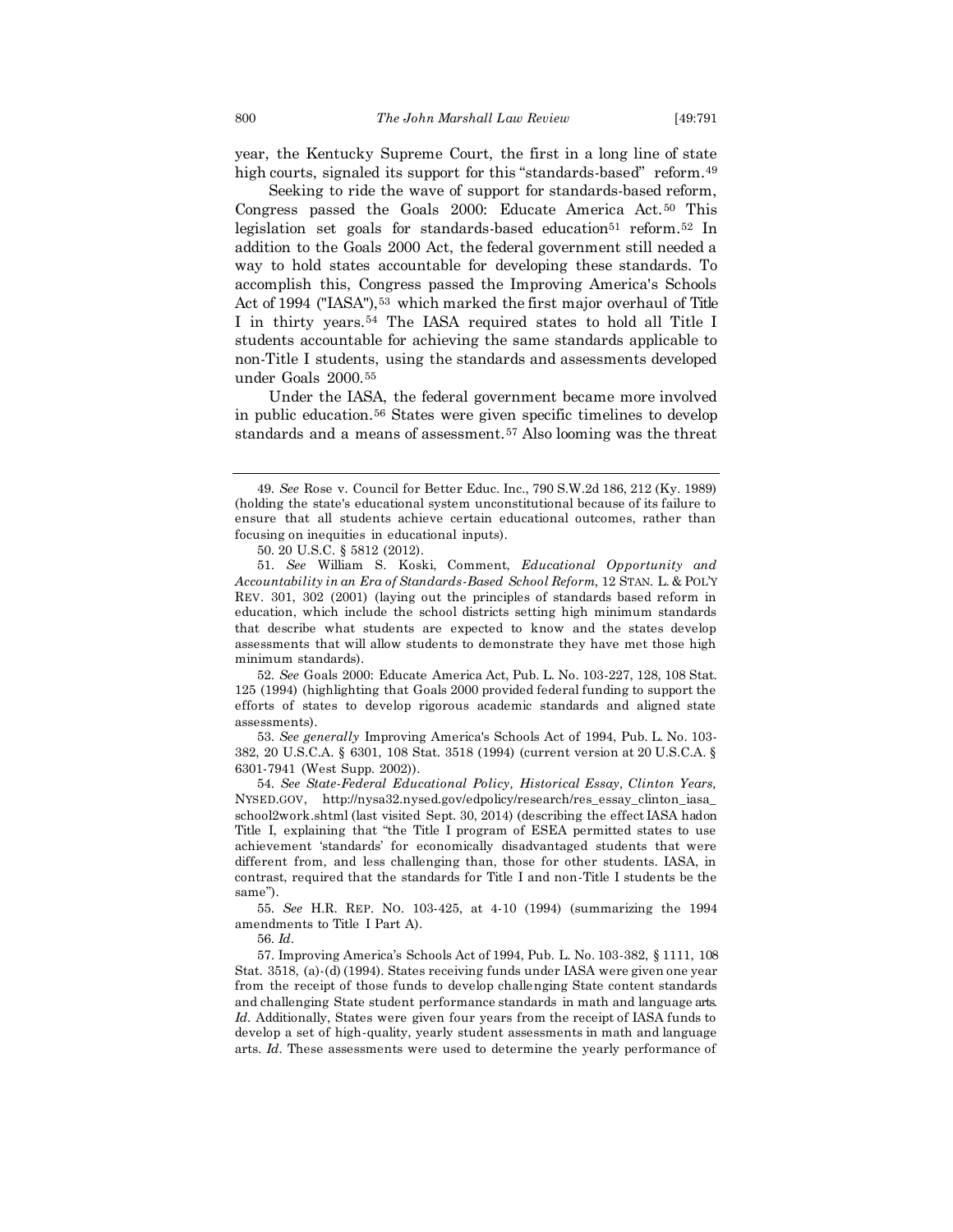year, the Kentucky Supreme Court, the first in a long line of state high courts, signaled its support for this "standards-based" reform.[49]

Seeking to ride the wave of support for standards-based reform, Congress passed the Goals 2000: Educate America Act.[50] This legislation set goals for standards-based education[51] reform.[52] In addition to the Goals 2000 Act, the federal government still needed a way to hold states accountable for developing these standards. To accomplish this, Congress passed the Improving America's Schools Act of 1994 ("IASA"),[53] which marked the first major overhaul of Title I in thirty years.[54] The IASA required states to hold all Title I students accountable for achieving the same standards applicable to non-Title I students, using the standards and assessments developed under Goals 2000.[55]

Under the IASA, the federal government became more involved in public education.[56] States were given specific timelines to develop standards and a means of assessment.[57] Also looming was the threat

---

49. *See* Rose v. Council for Better Educ. Inc., 790 S.W.2d 186, 212 (Ky. 1989) (holding the state's educational system unconstitutional because of its failure to ensure that all students achieve certain educational outcomes, rather than focusing on inequities in educational inputs).

50. 20 U.S.C. § 5812 (2012).

51. *See* William S. Koski, Comment, *Educational Opportunity and Accountability in an Era of Standards-Based School Reform*, 12 STAN. L. & POL'Y REV. 301, 302 (2001) (laying out the principles of standards based reform in education, which include the school districts setting high minimum standards that describe what students are expected to know and the states develop assessments that will allow students to demonstrate they have met those high minimum standards).

52. *See* Goals 2000: Educate America Act, Pub. L. No. 103-227, 128, 108 Stat. 125 (1994) (highlighting that Goals 2000 provided federal funding to support the efforts of states to develop rigorous academic standards and aligned state assessments).

53. *See generally* Improving America's Schools Act of 1994, Pub. L. No. 103-382, 20 U.S.C.A. § 6301, 108 Stat. 3518 (1994) (current version at 20 U.S.C.A. § 6301-7941 (West Supp. 2002)).

54. *See State-Federal Educational Policy, Historical Essay, Clinton Years,* NYSED.GOV, http://nysa32.nysed.gov/edpolicy/research/res_essay_clinton_iasa_school2work.shtml (last visited Sept. 30, 2014) (describing the effect IASA had on Title I, explaining that "the Title I program of ESEA permitted states to use achievement 'standards' for economically disadvantaged students that were different from, and less challenging than, those for other students. IASA, in contrast, required that the standards for Title I and non-Title I students be the same").

55. *See* H.R. REP. NO. 103-425, at 4-10 (1994) (summarizing the 1994 amendments to Title I Part A).

56. *Id.*

57. Improving America's Schools Act of 1994, Pub. L. No. 103-382, § 1111, 108 Stat. 3518, (a)-(d) (1994). States receiving funds under IASA were given one year from the receipt of those funds to develop challenging State content standards and challenging State student performance standards in math and language arts. *Id.* Additionally, States were given four years from the receipt of IASA funds to develop a set of high-quality, yearly student assessments in math and language arts. *Id.* These assessments were used to determine the yearly performance of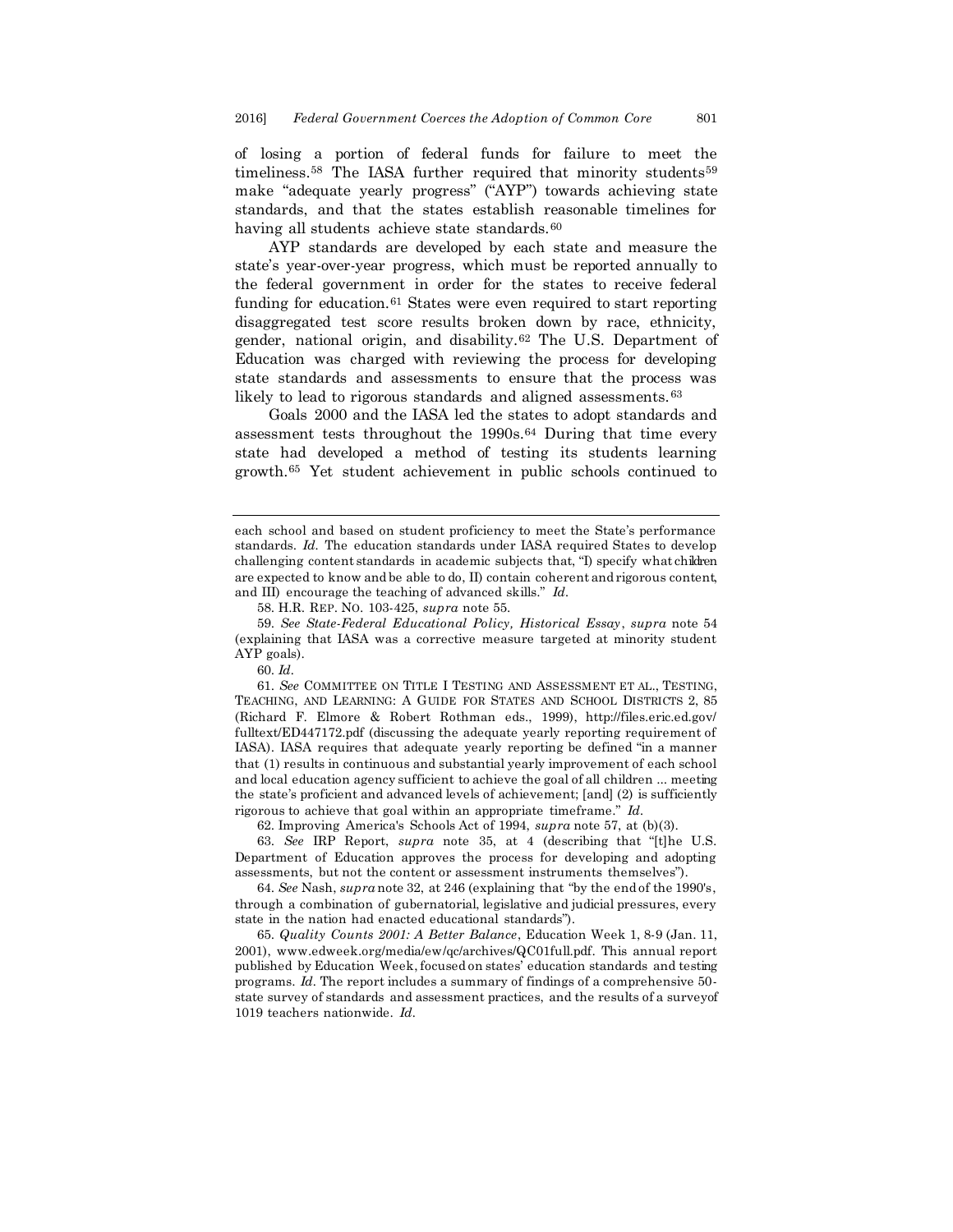of losing a portion of federal funds for failure to meet the timeliness.[58] The IASA further required that minority students[59] make "adequate yearly progress" ("AYP") towards achieving state standards, and that the states establish reasonable timelines for having all students achieve state standards.[60]

AYP standards are developed by each state and measure the state's year-over-year progress, which must be reported annually to the federal government in order for the states to receive federal funding for education.[61] States were even required to start reporting disaggregated test score results broken down by race, ethnicity, gender, national origin, and disability.[62] The U.S. Department of Education was charged with reviewing the process for developing state standards and assessments to ensure that the process was likely to lead to rigorous standards and aligned assessments.[63]

Goals 2000 and the IASA led the states to adopt standards and assessment tests throughout the 1990s.[64] During that time every state had developed a method of testing its students learning growth.[65] Yet student achievement in public schools continued to

---

each school and based on student proficiency to meet the State's performance standards. *Id.* The education standards under IASA required States to develop challenging content standards in academic subjects that, "I) specify what children are expected to know and be able to do, II) contain coherent and rigorous content, and III) encourage the teaching of advanced skills." *Id.*

58. H.R. REP. NO. 103-425, *supra* note 55.

59. *See State-Federal Educational Policy, Historical Essay*, *supra* note 54 (explaining that IASA was a corrective measure targeted at minority student AYP goals).

60. *Id.*

61. *See* COMMITTEE ON TITLE I TESTING AND ASSESSMENT ET AL., TESTING, TEACHING, AND LEARNING: A GUIDE FOR STATES AND SCHOOL DISTRICTS 2, 85 (Richard F. Elmore & Robert Rothman eds., 1999), http://files.eric.ed.gov/fulltext/ED447172.pdf (discussing the adequate yearly reporting requirement of IASA). IASA requires that adequate yearly reporting be defined "in a manner that (1) results in continuous and substantial yearly improvement of each school and local education agency sufficient to achieve the goal of all children ... meeting the state's proficient and advanced levels of achievement; [and] (2) is sufficiently rigorous to achieve that goal within an appropriate timeframe." *Id.*

62. Improving America's Schools Act of 1994, *supra* note 57, at (b)(3).

63. *See* IRP Report, *supra* note 35, at 4 (describing that "[t]he U.S. Department of Education approves the process for developing and adopting assessments, but not the content or assessment instruments themselves").

64. *See* Nash, *supra* note 32, at 246 (explaining that "by the end of the 1990's, through a combination of gubernatorial, legislative and judicial pressures, every state in the nation had enacted educational standards").

65. *Quality Counts 2001: A Better Balance*, Education Week 1, 8-9 (Jan. 11, 2001), www.edweek.org/media/ew/qc/archives/QC01full.pdf. This annual report published by Education Week, focused on states' education standards and testing programs. *Id.* The report includes a summary of findings of a comprehensive 50-state survey of standards and assessment practices, and the results of a surveyof 1019 teachers nationwide. *Id.*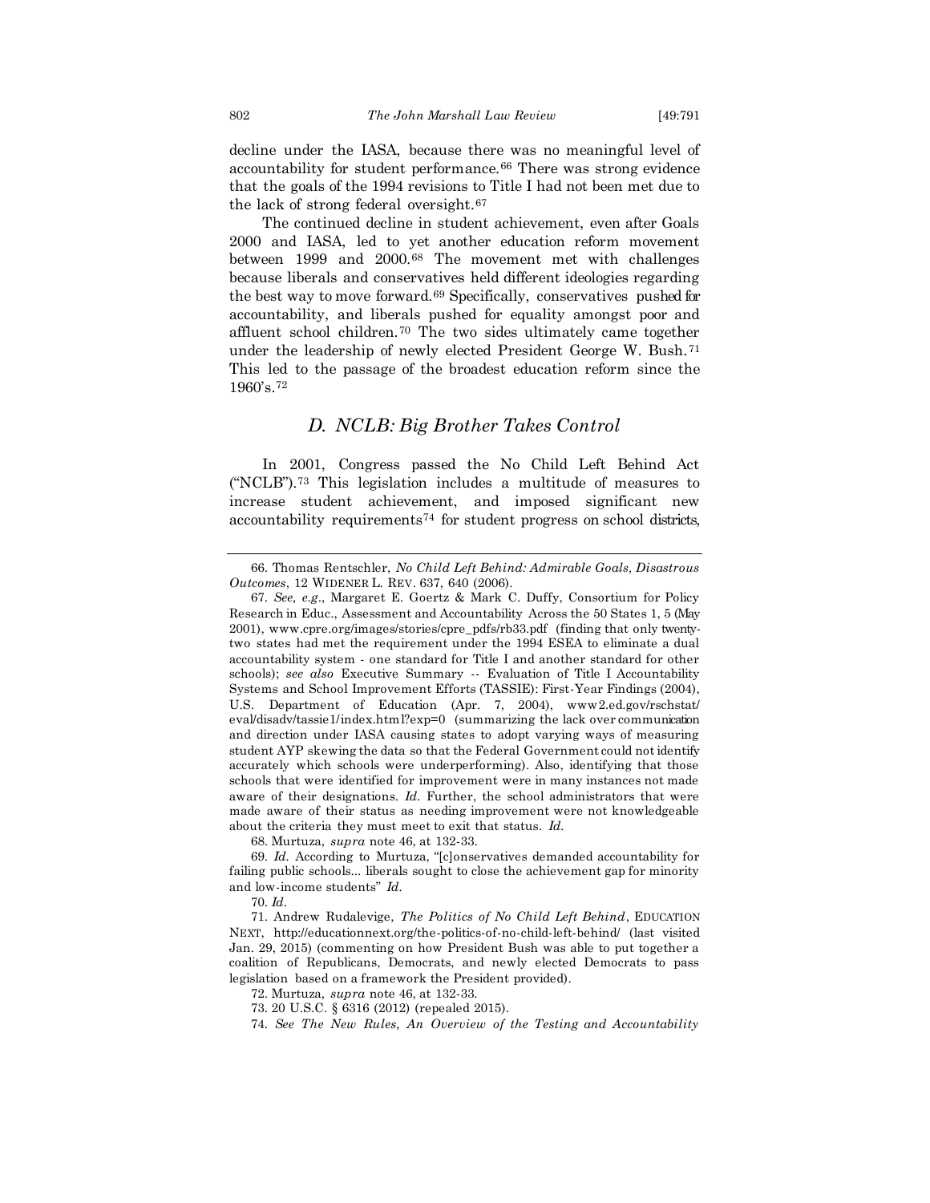decline under the IASA, because there was no meaningful level of accountability for student performance.[66] There was strong evidence that the goals of the 1994 revisions to Title I had not been met due to the lack of strong federal oversight.[67]

The continued decline in student achievement, even after Goals 2000 and IASA, led to yet another education reform movement between 1999 and 2000.[68] The movement met with challenges because liberals and conservatives held different ideologies regarding the best way to move forward.[69] Specifically, conservatives pushed for accountability, and liberals pushed for equality amongst poor and affluent school children.[70] The two sides ultimately came together under the leadership of newly elected President George W. Bush.[71] This led to the passage of the broadest education reform since the 1960's.[72]

### *D. NCLB: Big Brother Takes Control*

In 2001, Congress passed the No Child Left Behind Act ("NCLB").[73] This legislation includes a multitude of measures to increase student achievement, and imposed significant new accountability requirements[74] for student progress on school districts,

---

66. Thomas Rentschler, *No Child Left Behind: Admirable Goals, Disastrous Outcomes*, 12 WIDENER L. REV. 637, 640 (2006).

67. *See, e.g*., Margaret E. Goertz & Mark C. Duffy, Consortium for Policy Research in Educ., Assessment and Accountability Across the 50 States 1, 5 (May 2001), www.cpre.org/images/stories/cpre_pdfs/rb33.pdf (finding that only twenty-two states had met the requirement under the 1994 ESEA to eliminate a dual accountability system - one standard for Title I and another standard for other schools); *see also* Executive Summary -- Evaluation of Title I Accountability Systems and School Improvement Efforts (TASSIE): First-Year Findings (2004), U.S. Department of Education (Apr. 7, 2004), www2.ed.gov/rschstat/eval/disadv/tassie1/index.html?exp=0 (summarizing the lack over communication and direction under IASA causing states to adopt varying ways of measuring student AYP skewing the data so that the Federal Government could not identify accurately which schools were underperforming). Also, identifying that those schools that were identified for improvement were in many instances not made aware of their designations. *Id*. Further, the school administrators that were made aware of their status as needing improvement were not knowledgeable about the criteria they must meet to exit that status. *Id*.

68. Murtuza, *supra* note 46, at 132-33.

69. *Id*. According to Murtuza, "[c]onservatives demanded accountability for failing public schools... liberals sought to close the achievement gap for minority and low-income students" *Id*.

70. *Id*.

71. Andrew Rudalevige, *The Politics of No Child Left Behind*, EDUCATION NEXT, http://educationnext.org/the-politics-of-no-child-left-behind/ (last visited Jan. 29, 2015) (commenting on how President Bush was able to put together a coalition of Republicans, Democrats, and newly elected Democrats to pass legislation based on a framework the President provided).

72. Murtuza, *supra* note 46, at 132-33.

73. 20 U.S.C. § 6316 (2012) (repealed 2015).

74. *See The New Rules, An Overview of the Testing and Accountability*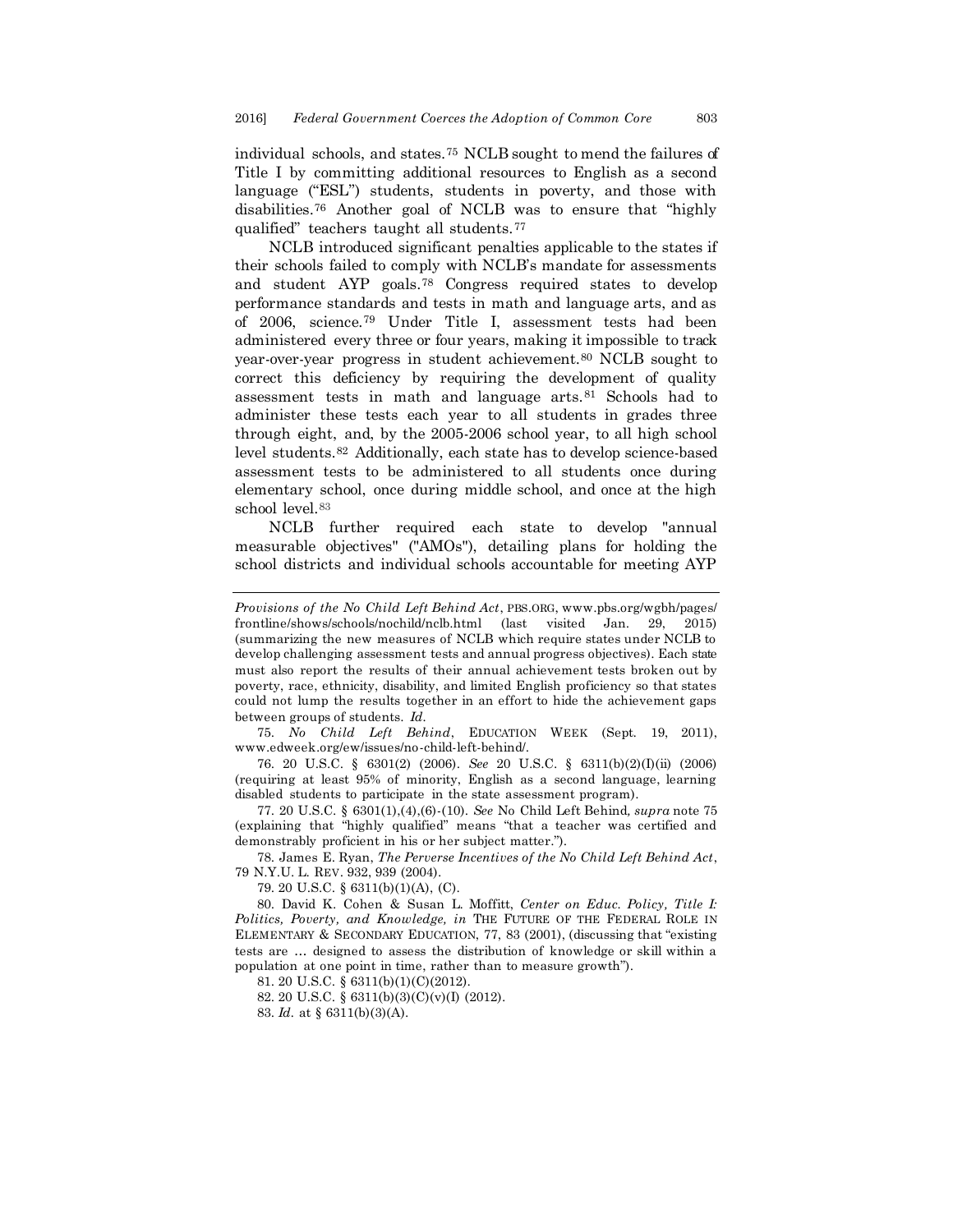individual schools, and states.[75] NCLB sought to mend the failures of Title I by committing additional resources to English as a second language ("ESL") students, students in poverty, and those with disabilities.[76] Another goal of NCLB was to ensure that "highly qualified" teachers taught all students.[77]

NCLB introduced significant penalties applicable to the states if their schools failed to comply with NCLB's mandate for assessments and student AYP goals.[78] Congress required states to develop performance standards and tests in math and language arts, and as of 2006, science.[79] Under Title I, assessment tests had been administered every three or four years, making it impossible to track year-over-year progress in student achievement.[80] NCLB sought to correct this deficiency by requiring the development of quality assessment tests in math and language arts.[81] Schools had to administer these tests each year to all students in grades three through eight, and, by the 2005-2006 school year, to all high school level students.[82] Additionally, each state has to develop science-based assessment tests to be administered to all students once during elementary school, once during middle school, and once at the high school level.[83]

NCLB further required each state to develop "annual measurable objectives" ("AMOs"), detailing plans for holding the school districts and individual schools accountable for meeting AYP

---

*Provisions of the No Child Left Behind Act*, PBS.ORG, www.pbs.org/wgbh/pages/frontline/shows/schools/nochild/nclb.html (last visited Jan. 29, 2015) (summarizing the new measures of NCLB which require states under NCLB to develop challenging assessment tests and annual progress objectives). Each state must also report the results of their annual achievement tests broken out by poverty, race, ethnicity, disability, and limited English proficiency so that states could not lump the results together in an effort to hide the achievement gaps between groups of students. *Id*.

75. *No Child Left Behind*, EDUCATION WEEK (Sept. 19, 2011), www.edweek.org/ew/issues/no-child-left-behind/.

76. 20 U.S.C. § 6301(2) (2006). *See* 20 U.S.C. § 6311(b)(2)(I)(ii) (2006) (requiring at least 95% of minority, English as a second language, learning disabled students to participate in the state assessment program).

77. 20 U.S.C. § 6301(1),(4),(6)-(10). *See* No Child Left Behind, *supra* note 75 (explaining that "highly qualified" means "that a teacher was certified and demonstrably proficient in his or her subject matter.").

78. James E. Ryan, *The Perverse Incentives of the No Child Left Behind Act*, 79 N.Y.U. L. REV. 932, 939 (2004).

79. 20 U.S.C. § 6311(b)(1)(A), (C).

80. David K. Cohen & Susan L. Moffitt, *Center on Educ. Policy, Title I: Politics, Poverty, and Knowledge, in* THE FUTURE OF THE FEDERAL ROLE IN ELEMENTARY & SECONDARY EDUCATION, 77, 83 (2001), (discussing that "existing tests are … designed to assess the distribution of knowledge or skill within a population at one point in time, rather than to measure growth").

81. 20 U.S.C. § 6311(b)(1)(C)(2012).

82. 20 U.S.C. § 6311(b)(3)(C)(v)(I) (2012).

83. *Id.* at § 6311(b)(3)(A).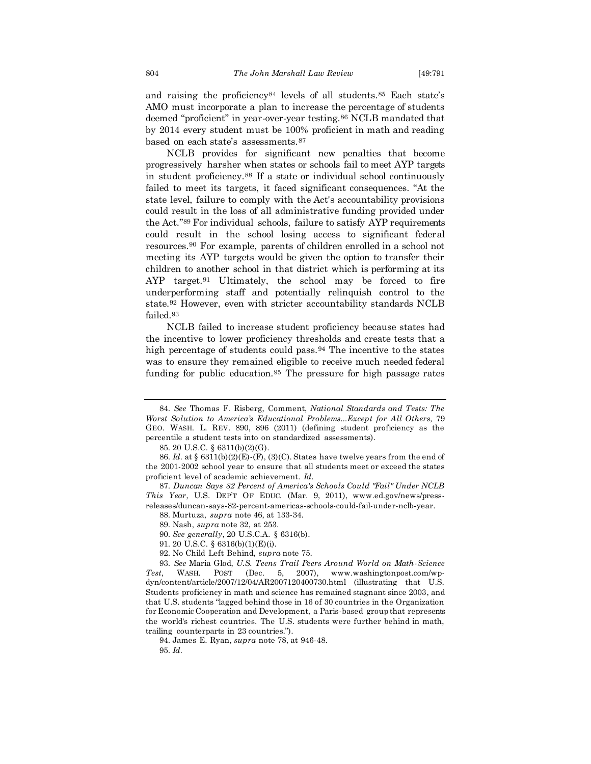and raising the proficiency[84] levels of all students.[85] Each state's AMO must incorporate a plan to increase the percentage of students deemed "proficient" in year-over-year testing.[86] NCLB mandated that by 2014 every student must be 100% proficient in math and reading based on each state's assessments.[87]

NCLB provides for significant new penalties that become progressively harsher when states or schools fail to meet AYP targets in student proficiency.[88] If a state or individual school continuously failed to meet its targets, it faced significant consequences. "At the state level, failure to comply with the Act's accountability provisions could result in the loss of all administrative funding provided under the Act."[89] For individual schools, failure to satisfy AYP requirements could result in the school losing access to significant federal resources.[90] For example, parents of children enrolled in a school not meeting its AYP targets would be given the option to transfer their children to another school in that district which is performing at its AYP target.[91] Ultimately, the school may be forced to fire underperforming staff and potentially relinquish control to the state.[92] However, even with stricter accountability standards NCLB failed.[93]

NCLB failed to increase student proficiency because states had the incentive to lower proficiency thresholds and create tests that a high percentage of students could pass.[94] The incentive to the states was to ensure they remained eligible to receive much needed federal funding for public education.[95] The pressure for high passage rates

---

84. *See* Thomas F. Risberg, Comment, *National Standards and Tests: The Worst Solution to America's Educational Problems...Except for All Others,* 79 GEO. WASH. L. REV. 890, 896 (2011) (defining student proficiency as the percentile a student tests into on standardized assessments).

85. 20 U.S.C. § 6311(b)(2)(G).

86. *Id.* at § 6311(b)(2)(E)-(F), (3)(C). States have twelve years from the end of the 2001-2002 school year to ensure that all students meet or exceed the states proficient level of academic achievement. *Id.*

87. *Duncan Says 82 Percent of America's Schools Could "Fail" Under NCLB This Year*, U.S. DEP'T OF EDUC. (Mar. 9, 2011), www.ed.gov/news/press-releases/duncan-says-82-percent-americas-schools-could-fail-under-nclb-year.

88. Murtuza, *supra* note 46, at 133-34.

89. Nash, *supra* note 32, at 253.

90. *See generally*, 20 U.S.C.A. § 6316(b).

91. 20 U.S.C. § 6316(b)(1)(E)(i).

92. No Child Left Behind, *supra* note 75.

93. *See* Maria Glod, *U.S. Teens Trail Peers Around World on Math-Science Test*, WASH. POST (Dec. 5, 2007), www.washingtonpost.com/wp-dyn/content/article/2007/12/04/AR2007120400730.html (illustrating that U.S. Students proficiency in math and science has remained stagnant since 2003, and that U.S. students "lagged behind those in 16 of 30 countries in the Organization for Economic Cooperation and Development, a Paris-based group that represents the world's richest countries. The U.S. students were further behind in math, trailing counterparts in 23 countries.").

94. James E. Ryan, *supra* note 78, at 946-48.

95. *Id.*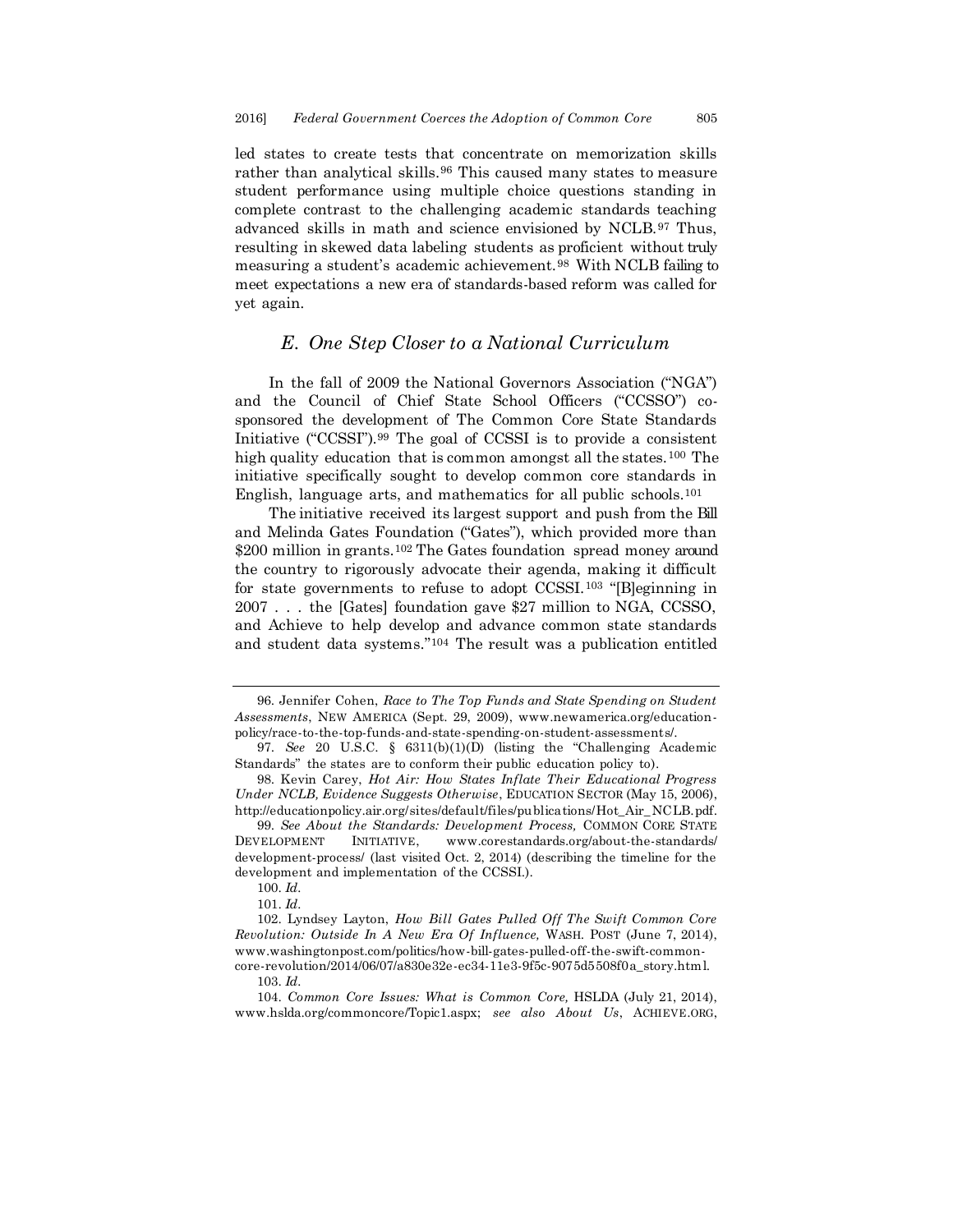led states to create tests that concentrate on memorization skills rather than analytical skills.[96] This caused many states to measure student performance using multiple choice questions standing in complete contrast to the challenging academic standards teaching advanced skills in math and science envisioned by NCLB.[97] Thus, resulting in skewed data labeling students as proficient without truly measuring a student's academic achievement.[98] With NCLB failing to meet expectations a new era of standards-based reform was called for yet again.

## *E. One Step Closer to a National Curriculum*

In the fall of 2009 the National Governors Association ("NGA") and the Council of Chief State School Officers ("CCSSO") co-sponsored the development of The Common Core State Standards Initiative ("CCSSI").[99] The goal of CCSSI is to provide a consistent high quality education that is common amongst all the states.[100] The initiative specifically sought to develop common core standards in English, language arts, and mathematics for all public schools.[101]

The initiative received its largest support and push from the Bill and Melinda Gates Foundation ("Gates"), which provided more than $200 million in grants.[102] The Gates foundation spread money around the country to rigorously advocate their agenda, making it difficult for state governments to refuse to adopt CCSSI.[103] "[B]eginning in 2007 . . . the [Gates] foundation gave $27 million to NGA, CCSSO, and Achieve to help develop and advance common state standards and student data systems."[104] The result was a publication entitled

---

96. Jennifer Cohen, *Race to The Top Funds and State Spending on Student Assessments*, NEW AMERICA (Sept. 29, 2009), www.newamerica.org/education-policy/race-to-the-top-funds-and-state-spending-on-student-assessments/.

97. *See* 20 U.S.C. § 6311(b)(1)(D) (listing the "Challenging Academic Standards" the states are to conform their public education policy to).

98. Kevin Carey, *Hot Air: How States Inflate Their Educational Progress Under NCLB, Evidence Suggests Otherwise*, EDUCATION SECTOR (May 15, 2006), http://educationpolicy.air.org/sites/default/files/publications/Hot_Air_NCLB.pdf.

99. *See About the Standards: Development Process,* COMMON CORE STATE DEVELOPMENT INITIATIVE, www.corestandards.org/about-the-standards/development-process/ (last visited Oct. 2, 2014) (describing the timeline for the development and implementation of the CCSSI.).

100. *Id*.

101. *Id*.

102. Lyndsey Layton, *How Bill Gates Pulled Off The Swift Common Core Revolution: Outside In A New Era Of Influence,* WASH. POST (June 7, 2014), www.washingtonpost.com/politics/how-bill-gates-pulled-off-the-swift-common-core-revolution/2014/06/07/a830e32e-ec34-11e3-9f5c-9075d5508f0a_story.html.

103. *Id*.

104. *Common Core Issues: What is Common Core,* HSLDA (July 21, 2014), www.hslda.org/commoncore/Topic1.aspx; *see also About Us*, ACHIEVE.ORG,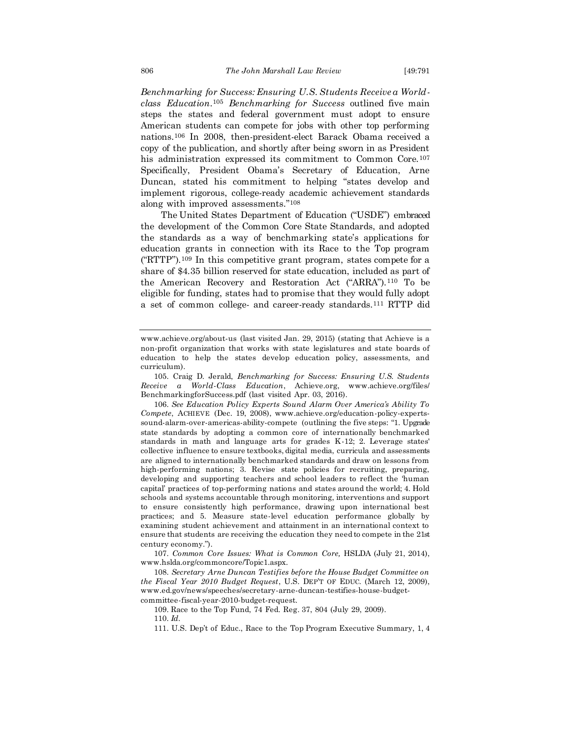*Benchmarking for Success: Ensuring U.S. Students Receive a World-class Education*.[105] *Benchmarking for Success* outlined five main steps the states and federal government must adopt to ensure American students can compete for jobs with other top performing nations.[106] In 2008, then-president-elect Barack Obama received a copy of the publication, and shortly after being sworn in as President his administration expressed its commitment to Common Core.[107] Specifically, President Obama's Secretary of Education, Arne Duncan, stated his commitment to helping "states develop and implement rigorous, college-ready academic achievement standards along with improved assessments."[108]

The United States Department of Education ("USDE") embraced the development of the Common Core State Standards, and adopted the standards as a way of benchmarking state's applications for education grants in connection with its Race to the Top program ("RTTP").[109] In this competitive grant program, states compete for a share of $4.35 billion reserved for state education, included as part of the American Recovery and Restoration Act ("ARRA").[110] To be eligible for funding, states had to promise that they would fully adopt a set of common college- and career-ready standards.[111] RTTP did

---

www.achieve.org/about-us (last visited Jan. 29, 2015) (stating that Achieve is a non-profit organization that works with state legislatures and state boards of education to help the states develop education policy, assessments, and curriculum).

105. Craig D. Jerald, *Benchmarking for Success: Ensuring U.S. Students Receive a World-Class Education*, Achieve.org, www.achieve.org/files/BenchmarkingforSuccess.pdf (last visited Apr. 03, 2016).

106. *See Education Policy Experts Sound Alarm Over America's Ability To Compete*, ACHIEVE (Dec. 19, 2008), www.achieve.org/education-policy-experts-sound-alarm-over-americas-ability-compete (outlining the five steps: "1. Upgrade state standards by adopting a common core of internationally benchmarked standards in math and language arts for grades K-12; 2. Leverage states' collective influence to ensure textbooks, digital media, curricula and assessments are aligned to internationally benchmarked standards and draw on lessons from high-performing nations; 3. Revise state policies for recruiting, preparing, developing and supporting teachers and school leaders to reflect the 'human capital' practices of top-performing nations and states around the world; 4. Hold schools and systems accountable through monitoring, interventions and support to ensure consistently high performance, drawing upon international best practices; and 5. Measure state-level education performance globally by examining student achievement and attainment in an international context to ensure that students are receiving the education they need to compete in the 21st century economy.").

107. *Common Core Issues: What is Common Core,* HSLDA (July 21, 2014), www.hslda.org/commoncore/Topic1.aspx.

108. *Secretary Arne Duncan Testifies before the House Budget Committee on the Fiscal Year 2010 Budget Request*, U.S. DEP'T OF EDUC. (March 12, 2009), www.ed.gov/news/speeches/secretary-arne-duncan-testifies-house-budget-committee-fiscal-year-2010-budget-request.

109. Race to the Top Fund, 74 Fed. Reg. 37, 804 (July 29, 2009).

110. *Id*.

111. U.S. Dep't of Educ., Race to the Top Program Executive Summary, 1, 4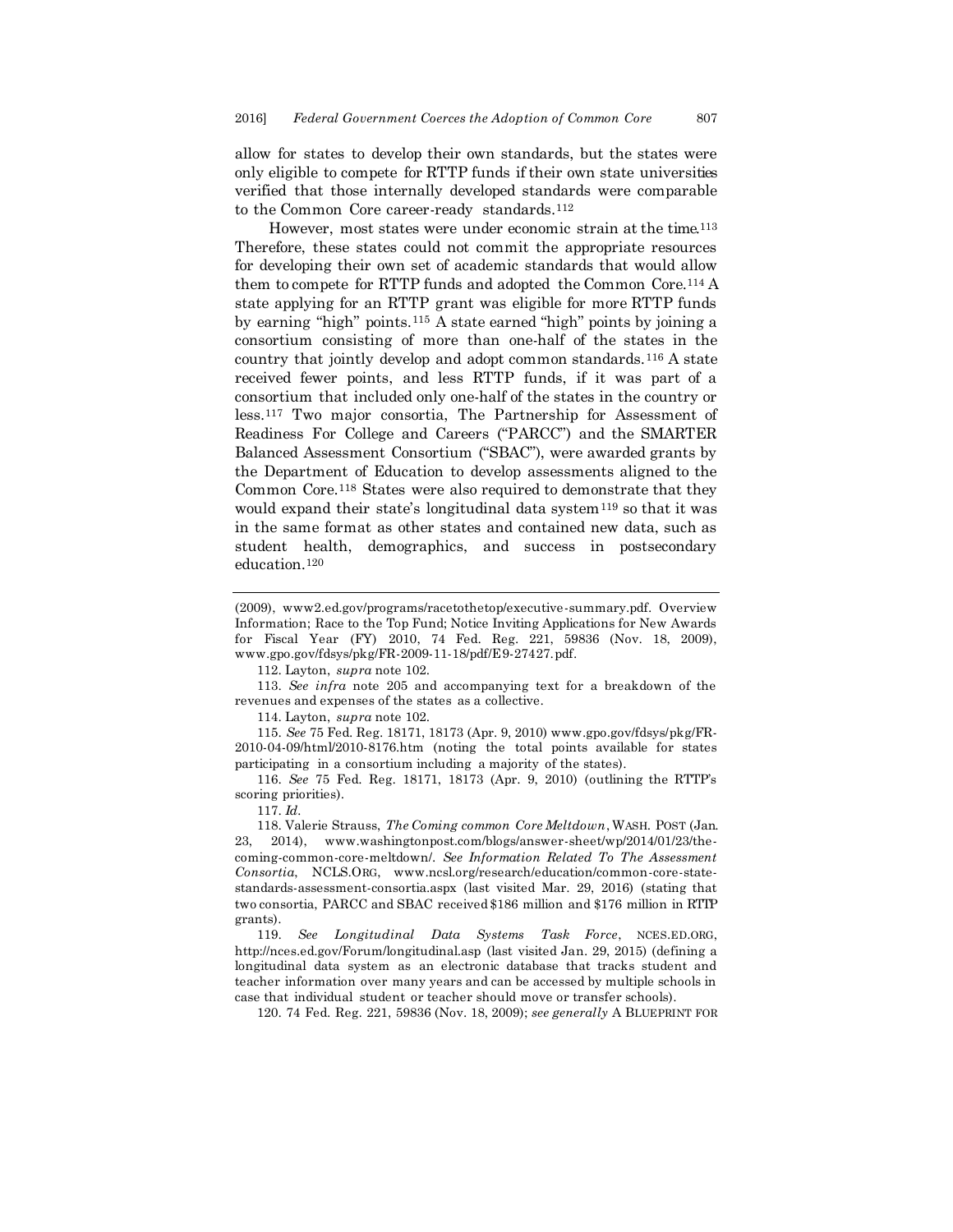allow for states to develop their own standards, but the states were only eligible to compete for RTTP funds if their own state universities verified that those internally developed standards were comparable to the Common Core career-ready standards.[112]

However, most states were under economic strain at the time.[113] Therefore, these states could not commit the appropriate resources for developing their own set of academic standards that would allow them to compete for RTTP funds and adopted the Common Core.[114] A state applying for an RTTP grant was eligible for more RTTP funds by earning "high" points.[115] A state earned "high" points by joining a consortium consisting of more than one-half of the states in the country that jointly develop and adopt common standards.[116] A state received fewer points, and less RTTP funds, if it was part of a consortium that included only one-half of the states in the country or less.[117] Two major consortia, The Partnership for Assessment of Readiness For College and Careers ("PARCC") and the SMARTER Balanced Assessment Consortium ("SBAC"), were awarded grants by the Department of Education to develop assessments aligned to the Common Core.[118] States were also required to demonstrate that they would expand their state's longitudinal data system[119] so that it was in the same format as other states and contained new data, such as student health, demographics, and success in postsecondary education.[120]

---

(2009), www2.ed.gov/programs/racetothetop/executive-summary.pdf. Overview Information; Race to the Top Fund; Notice Inviting Applications for New Awards for Fiscal Year (FY) 2010, 74 Fed. Reg. 221, 59836 (Nov. 18, 2009), www.gpo.gov/fdsys/pkg/FR-2009-11-18/pdf/E9-27427.pdf.

112. Layton, *supra* note 102.

113. *See infra* note 205 and accompanying text for a breakdown of the revenues and expenses of the states as a collective.

114. Layton, *supra* note 102.

115. *See* 75 Fed. Reg. 18171, 18173 (Apr. 9, 2010) www.gpo.gov/fdsys/pkg/FR-2010-04-09/html/2010-8176.htm (noting the total points available for states participating in a consortium including a majority of the states).

116. *See* 75 Fed. Reg. 18171, 18173 (Apr. 9, 2010) (outlining the RTTP's scoring priorities).

117. *Id*.

118. Valerie Strauss, *The Coming common Core Meltdown*, WASH. POST (Jan. 23, 2014), www.washingtonpost.com/blogs/answer-sheet/wp/2014/01/23/the-coming-common-core-meltdown/. *See Information Related To The Assessment Consortia*, NCLS.ORG, www.ncsl.org/research/education/common-core-state-standards-assessment-consortia.aspx (last visited Mar. 29, 2016) (stating that two consortia, PARCC and SBAC received $186 million and $176 million in RTTP grants).

119. *See Longitudinal Data Systems Task Force*, NCES.ED.ORG, http://nces.ed.gov/Forum/longitudinal.asp (last visited Jan. 29, 2015) (defining a longitudinal data system as an electronic database that tracks student and teacher information over many years and can be accessed by multiple schools in case that individual student or teacher should move or transfer schools).

120. 74 Fed. Reg. 221, 59836 (Nov. 18, 2009); *see generally* A BLUEPRINT FOR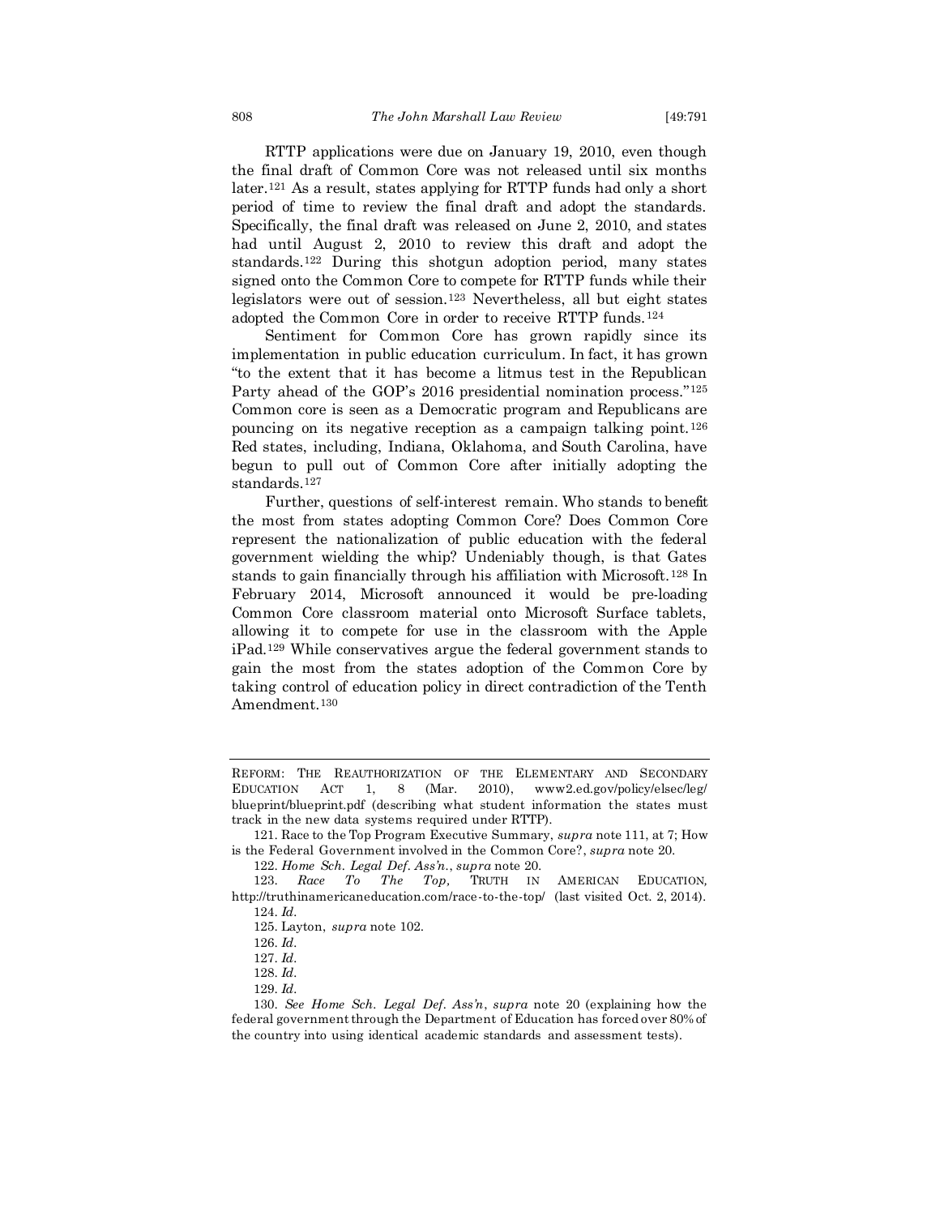RTTP applications were due on January 19, 2010, even though the final draft of Common Core was not released until six months later.[121] As a result, states applying for RTTP funds had only a short period of time to review the final draft and adopt the standards. Specifically, the final draft was released on June 2, 2010, and states had until August 2, 2010 to review this draft and adopt the standards.[122] During this shotgun adoption period, many states signed onto the Common Core to compete for RTTP funds while their legislators were out of session.[123] Nevertheless, all but eight states adopted the Common Core in order to receive RTTP funds.[124]

Sentiment for Common Core has grown rapidly since its implementation in public education curriculum. In fact, it has grown "to the extent that it has become a litmus test in the Republican Party ahead of the GOP's 2016 presidential nomination process."[125] Common core is seen as a Democratic program and Republicans are pouncing on its negative reception as a campaign talking point.[126] Red states, including, Indiana, Oklahoma, and South Carolina, have begun to pull out of Common Core after initially adopting the standards.[127]

Further, questions of self-interest remain. Who stands to benefit the most from states adopting Common Core? Does Common Core represent the nationalization of public education with the federal government wielding the whip? Undeniably though, is that Gates stands to gain financially through his affiliation with Microsoft.[128] In February 2014, Microsoft announced it would be pre-loading Common Core classroom material onto Microsoft Surface tablets, allowing it to compete for use in the classroom with the Apple iPad.[129] While conservatives argue the federal government stands to gain the most from the states adoption of the Common Core by taking control of education policy in direct contradiction of the Tenth Amendment.[130]

---

REFORM: THE REAUTHORIZATION OF THE ELEMENTARY AND SECONDARY EDUCATION ACT 1, 8 (Mar. 2010), www2.ed.gov/policy/elsec/leg/blueprint/blueprint.pdf (describing what student information the states must track in the new data systems required under RTTP).

121. Race to the Top Program Executive Summary, *supra* note 111, at 7; How is the Federal Government involved in the Common Core?, *supra* note 20.

122. *Home Sch. Legal Def. Ass'n.*, *supra* note 20.

123. *Race To The Top,* TRUTH IN AMERICAN EDUCATION, http://truthinamericaneducation.com/race-to-the-top/ (last visited Oct. 2, 2014).

124. *Id*.

125. Layton, *supra* note 102.

126. *Id*.

127. *Id*.

128. *Id*.

129. *Id*.

130. *See Home Sch. Legal Def. Ass'n*, *supra* note 20 (explaining how the federal government through the Department of Education has forced over 80% of the country into using identical academic standards and assessment tests).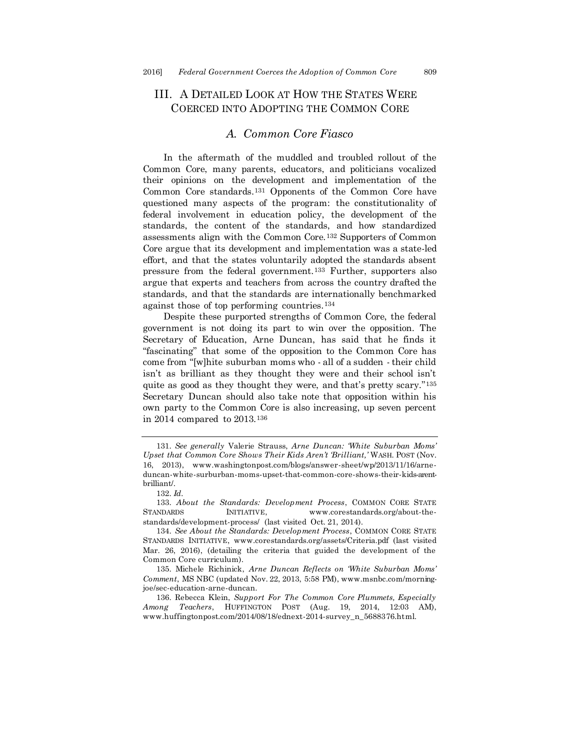## III. A DETAILED LOOK AT HOW THE STATES WERE COERCED INTO ADOPTING THE COMMON CORE

### *A. Common Core Fiasco*

In the aftermath of the muddled and troubled rollout of the Common Core, many parents, educators, and politicians vocalized their opinions on the development and implementation of the Common Core standards.[131] Opponents of the Common Core have questioned many aspects of the program: the constitutionality of federal involvement in education policy, the development of the standards, the content of the standards, and how standardized assessments align with the Common Core.[132] Supporters of Common Core argue that its development and implementation was a state-led effort, and that the states voluntarily adopted the standards absent pressure from the federal government.[133] Further, supporters also argue that experts and teachers from across the country drafted the standards, and that the standards are internationally benchmarked against those of top performing countries.[134]

Despite these purported strengths of Common Core, the federal government is not doing its part to win over the opposition. The Secretary of Education, Arne Duncan, has said that he finds it "fascinating" that some of the opposition to the Common Core has come from "[w]hite suburban moms who - all of a sudden - their child isn't as brilliant as they thought they were and their school isn't quite as good as they thought they were, and that's pretty scary."[135] Secretary Duncan should also take note that opposition within his own party to the Common Core is also increasing, up seven percent in 2014 compared to 2013.[136]

---

131. *See generally* Valerie Strauss, *Arne Duncan: 'White Suburban Moms' Upset that Common Core Shows Their Kids Aren't 'Brilliant,'* WASH. POST (Nov. 16, 2013), www.washingtonpost.com/blogs/answer-sheet/wp/2013/11/16/arne-duncan-white-surburban-moms-upset-that-common-core-shows-their-kids-arent-brilliant/.

132. *Id.*

133. *About the Standards: Development Process*, COMMON CORE STATE STANDARDS INITIATIVE, www.corestandards.org/about-the-standards/development-process/ (last visited Oct. 21, 2014).

134. *See About the Standards: Development Process*, COMMON CORE STATE STANDARDS INITIATIVE, www.corestandards.org/assets/Criteria.pdf (last visited Mar. 26, 2016), (detailing the criteria that guided the development of the Common Core curriculum).

135. Michele Richinick, *Arne Duncan Reflects on 'White Suburban Moms' Comment*, MS NBC (updated Nov. 22, 2013, 5:58 PM), www.msnbc.com/morning-joe/sec-education-arne-duncan.

136. Rebecca Klein, *Support For The Common Core Plummets, Especially Among Teachers*, HUFFINGTON POST (Aug. 19, 2014, 12:03 AM), www.huffingtonpost.com/2014/08/18/ednext-2014-survey_n_5688376.html.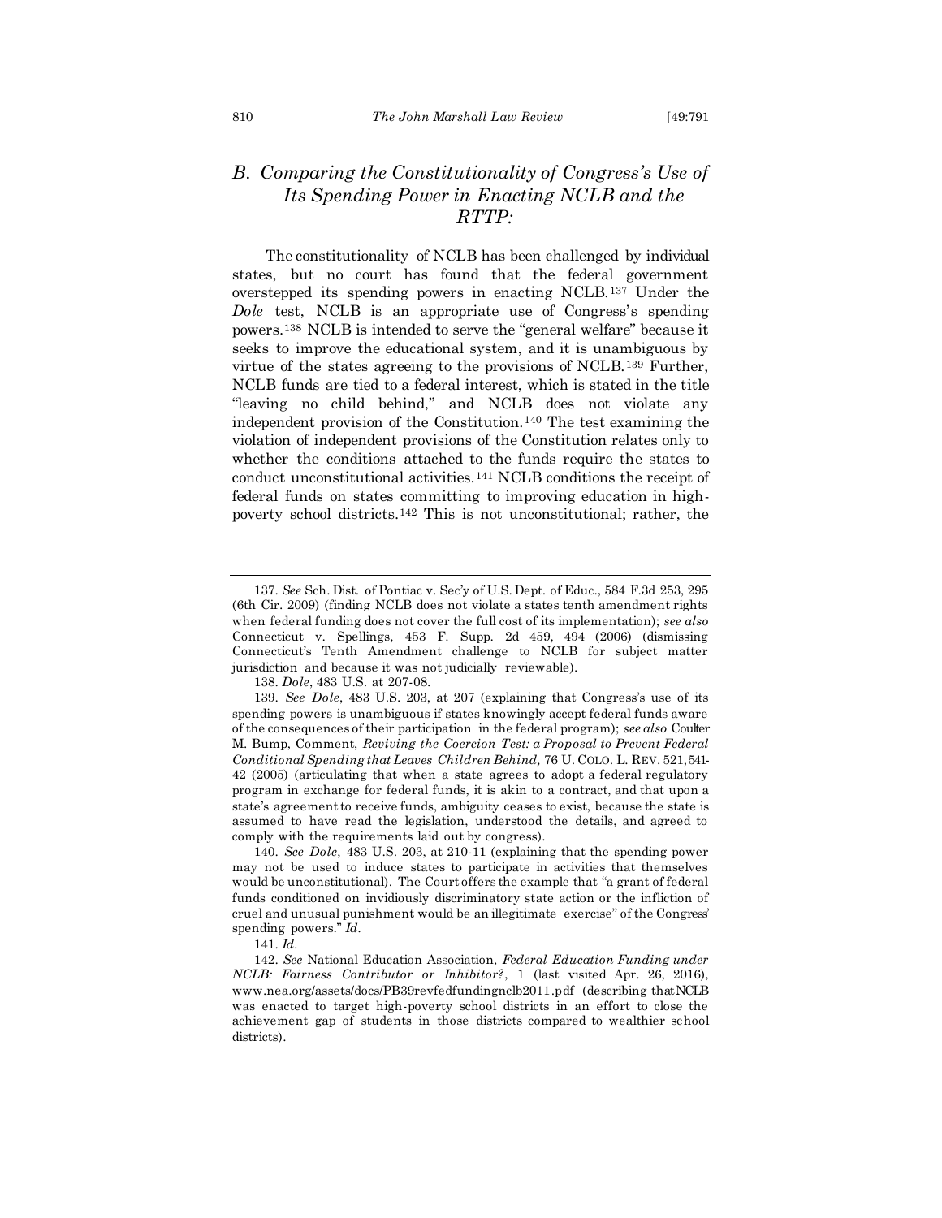### B. *Comparing the Constitutionality of Congress's Use of Its Spending Power in Enacting NCLB and the RTTP:*

The constitutionality of NCLB has been challenged by individual states, but no court has found that the federal government overstepped its spending powers in enacting NCLB.[137] Under the *Dole* test, NCLB is an appropriate use of Congress's spending powers.[138] NCLB is intended to serve the "general welfare" because it seeks to improve the educational system, and it is unambiguous by virtue of the states agreeing to the provisions of NCLB.[139] Further, NCLB funds are tied to a federal interest, which is stated in the title "leaving no child behind," and NCLB does not violate any independent provision of the Constitution.[140] The test examining the violation of independent provisions of the Constitution relates only to whether the conditions attached to the funds require the states to conduct unconstitutional activities.[141] NCLB conditions the receipt of federal funds on states committing to improving education in high-poverty school districts.[142] This is not unconstitutional; rather, the

---

137. *See* Sch. Dist. of Pontiac v. Sec'y of U.S. Dept. of Educ., 584 F.3d 253, 295 (6th Cir. 2009) (finding NCLB does not violate a states tenth amendment rights when federal funding does not cover the full cost of its implementation); *see also* Connecticut v. Spellings, 453 F. Supp. 2d 459, 494 (2006) (dismissing Connecticut's Tenth Amendment challenge to NCLB for subject matter jurisdiction and because it was not judicially reviewable).

138. *Dole*, 483 U.S. at 207-08.

139. *See Dole*, 483 U.S. 203, at 207 (explaining that Congress's use of its spending powers is unambiguous if states knowingly accept federal funds aware of the consequences of their participation in the federal program); *see also* Coulter M. Bump, Comment, *Reviving the Coercion Test: a Proposal to Prevent Federal Conditional Spending that Leaves Children Behind,* 76 U. COLO. L. REV. 521, 541-42 (2005) (articulating that when a state agrees to adopt a federal regulatory program in exchange for federal funds, it is akin to a contract, and that upon a state's agreement to receive funds, ambiguity ceases to exist, because the state is assumed to have read the legislation, understood the details, and agreed to comply with the requirements laid out by congress).

140. *See Dole*, 483 U.S. 203, at 210-11 (explaining that the spending power may not be used to induce states to participate in activities that themselves would be unconstitutional). The Court offers the example that "a grant of federal funds conditioned on invidiously discriminatory state action or the infliction of cruel and unusual punishment would be an illegitimate exercise" of the Congress' spending powers." *Id.*

141. *Id.*

142. *See* National Education Association, *Federal Education Funding under NCLB: Fairness Contributor or Inhibitor?*, 1 (last visited Apr. 26, 2016), www.nea.org/assets/docs/PB39revfedfundingnclb2011.pdf (describing that NCLB was enacted to target high-poverty school districts in an effort to close the achievement gap of students in those districts compared to wealthier school districts).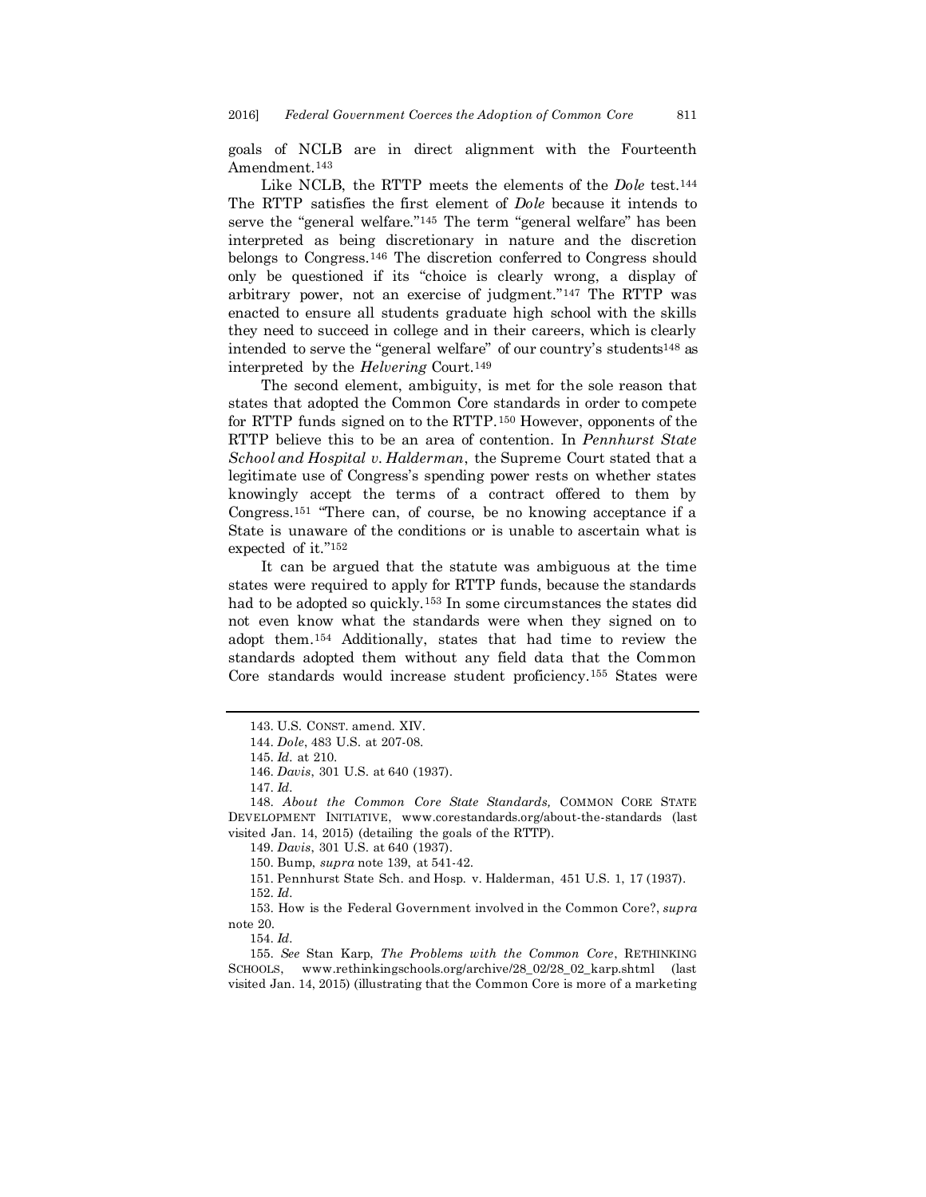goals of NCLB are in direct alignment with the Fourteenth Amendment.[143]

Like NCLB, the RTTP meets the elements of the *Dole* test.[144] The RTTP satisfies the first element of *Dole* because it intends to serve the "general welfare."[145] The term "general welfare" has been interpreted as being discretionary in nature and the discretion belongs to Congress.[146] The discretion conferred to Congress should only be questioned if its "choice is clearly wrong, a display of arbitrary power, not an exercise of judgment."[147] The RTTP was enacted to ensure all students graduate high school with the skills they need to succeed in college and in their careers, which is clearly intended to serve the "general welfare" of our country's students[148] as interpreted by the *Helvering* Court.[149]

The second element, ambiguity, is met for the sole reason that states that adopted the Common Core standards in order to compete for RTTP funds signed on to the RTTP.[150] However, opponents of the RTTP believe this to be an area of contention. In *Pennhurst State School and Hospital v. Halderman*, the Supreme Court stated that a legitimate use of Congress's spending power rests on whether states knowingly accept the terms of a contract offered to them by Congress.[151] "There can, of course, be no knowing acceptance if a State is unaware of the conditions or is unable to ascertain what is expected of it."[152]

It can be argued that the statute was ambiguous at the time states were required to apply for RTTP funds, because the standards had to be adopted so quickly.[153] In some circumstances the states did not even know what the standards were when they signed on to adopt them.[154] Additionally, states that had time to review the standards adopted them without any field data that the Common Core standards would increase student proficiency.[155] States were

---

143. U.S. CONST. amend. XIV.

144. *Dole*, 483 U.S. at 207-08.

145. *Id.* at 210.

146. *Davis*, 301 U.S. at 640 (1937).

147. *Id.*

148. *About the Common Core State Standards,* COMMON CORE STATE DEVELOPMENT INITIATIVE, www.corestandards.org/about-the-standards (last visited Jan. 14, 2015) (detailing the goals of the RTTP).

149. *Davis*, 301 U.S. at 640 (1937).

150. Bump, *supra* note 139, at 541-42.

151. Pennhurst State Sch. and Hosp. v. Halderman, 451 U.S. 1, 17 (1937).

152. *Id.*

153. How is the Federal Government involved in the Common Core?, *supra* note 20.

154. *Id.*

155. *See* Stan Karp, *The Problems with the Common Core*, RETHINKING SCHOOLS, www.rethinkingschools.org/archive/28_02/28_02_karp.shtml (last visited Jan. 14, 2015) (illustrating that the Common Core is more of a marketing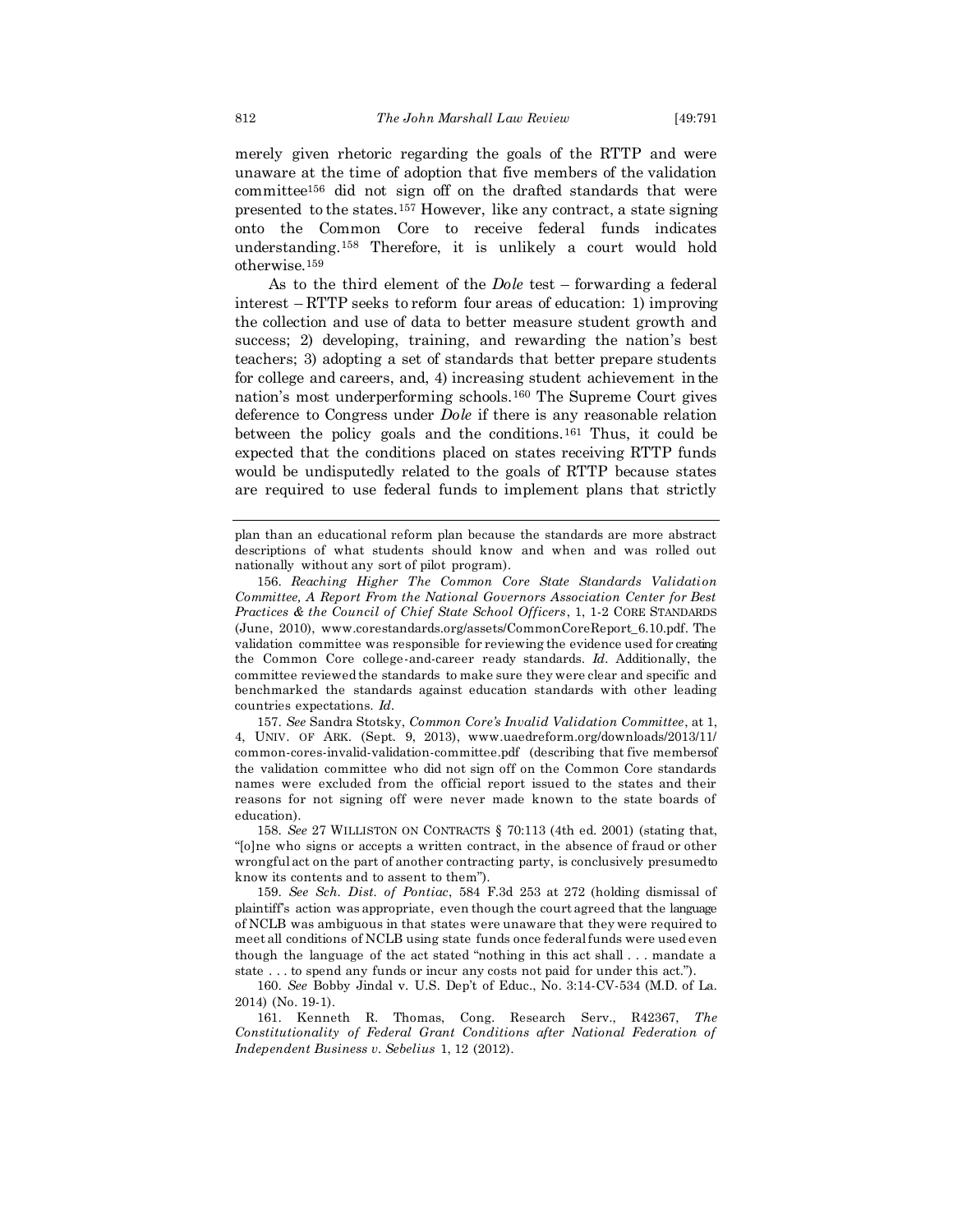merely given rhetoric regarding the goals of the RTTP and were unaware at the time of adoption that five members of the validation committee[156] did not sign off on the drafted standards that were presented to the states.[157] However, like any contract, a state signing onto the Common Core to receive federal funds indicates understanding.[158] Therefore, it is unlikely a court would hold otherwise.[159]

As to the third element of the *Dole* test – forwarding a federal interest – RTTP seeks to reform four areas of education: 1) improving the collection and use of data to better measure student growth and success; 2) developing, training, and rewarding the nation's best teachers; 3) adopting a set of standards that better prepare students for college and careers, and, 4) increasing student achievement in the nation's most underperforming schools.[160] The Supreme Court gives deference to Congress under *Dole* if there is any reasonable relation between the policy goals and the conditions.[161] Thus, it could be expected that the conditions placed on states receiving RTTP funds would be undisputedly related to the goals of RTTP because states are required to use federal funds to implement plans that strictly

---

plan than an educational reform plan because the standards are more abstract descriptions of what students should know and when and was rolled out nationally without any sort of pilot program).

156. *Reaching Higher The Common Core State Standards Validation Committee, A Report From the National Governors Association Center for Best Practices & the Council of Chief State School Officers*, 1, 1-2 CORE STANDARDS (June, 2010), www.corestandards.org/assets/CommonCoreReport_6.10.pdf. The validation committee was responsible for reviewing the evidence used for creating the Common Core college-and-career ready standards. *Id.* Additionally, the committee reviewed the standards to make sure they were clear and specific and benchmarked the standards against education standards with other leading countries expectations. *Id.*

157. *See* Sandra Stotsky, *Common Core's Invalid Validation Committee*, at 1, 4, UNIV. OF ARK. (Sept. 9, 2013), www.uaedreform.org/downloads/2013/11/common-cores-invalid-validation-committee.pdf (describing that five members of the validation committee who did not sign off on the Common Core standards names were excluded from the official report issued to the states and their reasons for not signing off were never made known to the state boards of education).

158. *See* 27 WILLISTON ON CONTRACTS § 70:113 (4th ed. 2001) (stating that, "[o]ne who signs or accepts a written contract, in the absence of fraud or other wrongful act on the part of another contracting party, is conclusively presumed to know its contents and to assent to them").

159. *See Sch. Dist. of Pontiac*, 584 F.3d 253 at 272 (holding dismissal of plaintiff's action was appropriate, even though the court agreed that the language of NCLB was ambiguous in that states were unaware that they were required to meet all conditions of NCLB using state funds once federal funds were used even though the language of the act stated "nothing in this act shall . . . mandate a state . . . to spend any funds or incur any costs not paid for under this act.").

160. *See* Bobby Jindal v. U.S. Dep't of Educ., No. 3:14-CV-534 (M.D. of La. 2014) (No. 19-1).

161. Kenneth R. Thomas, Cong. Research Serv., R42367, *The Constitutionality of Federal Grant Conditions after National Federation of Independent Business v. Sebelius* 1, 12 (2012).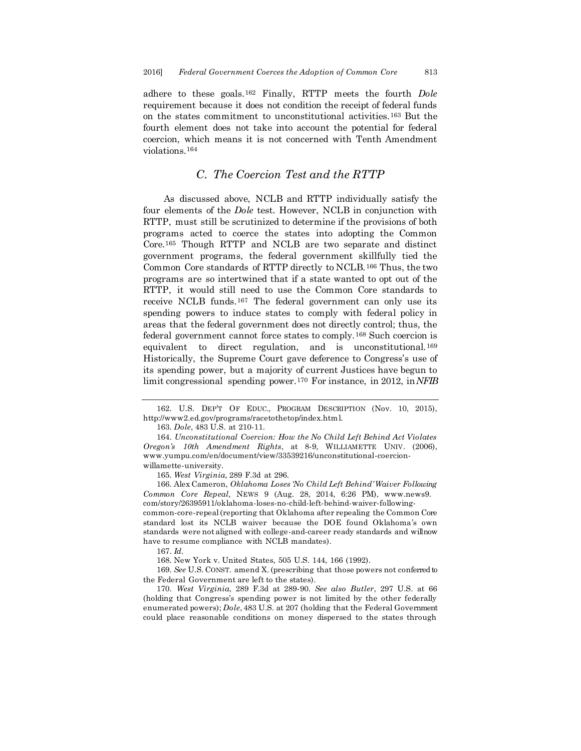adhere to these goals.[162] Finally, RTTP meets the fourth *Dole* requirement because it does not condition the receipt of federal funds on the states commitment to unconstitutional activities.[163] But the fourth element does not take into account the potential for federal coercion, which means it is not concerned with Tenth Amendment violations.[164]

### *C. The Coercion Test and the RTTP*

As discussed above, NCLB and RTTP individually satisfy the four elements of the *Dole* test. However, NCLB in conjunction with RTTP, must still be scrutinized to determine if the provisions of both programs acted to coerce the states into adopting the Common Core.[165] Though RTTP and NCLB are two separate and distinct government programs, the federal government skillfully tied the Common Core standards of RTTP directly to NCLB.[166] Thus, the two programs are so intertwined that if a state wanted to opt out of the RTTP, it would still need to use the Common Core standards to receive NCLB funds.[167] The federal government can only use its spending powers to induce states to comply with federal policy in areas that the federal government does not directly control; thus, the federal government cannot force states to comply.[168] Such coercion is equivalent to direct regulation, and is unconstitutional.[169] Historically, the Supreme Court gave deference to Congress's use of its spending power, but a majority of current Justices have begun to limit congressional spending power.[170] For instance, in 2012, in *NFIB*

---

162. U.S. DEP'T OF EDUC., PROGRAM DESCRIPTION (Nov. 10, 2015), http://www2.ed.gov/programs/racetothetop/index.html.

163. *Dole*, 483 U.S. at 210-11.

164. *Unconstitutional Coercion: How the No Child Left Behind Act Violates Oregon's 10th Amendment Rights*, at 8-9, WILLIAMETTE UNIV. (2006), www.yumpu.com/en/document/view/33539216/unconstitutional-coercion-willamette-university.

165. *West Virginia*, 289 F.3d at 296.

166. Alex Cameron, *Oklahoma Loses 'No Child Left Behind' Waiver Following Common Core Repeal,* NEWS 9 (Aug. 28, 2014, 6:26 PM), www.news9.com/story/26395911/oklahoma-loses-no-child-left-behind-waiver-following-common-core-repeal (reporting that Oklahoma after repealing the Common Core standard lost its NCLB waiver because the DOE found Oklahoma's own standards were not aligned with college-and-career ready standards and will now have to resume compliance with NCLB mandates).

167. *Id.*

168. New York v. United States, 505 U.S. 144, 166 (1992).

169. *See* U.S. CONST. amend X. (prescribing that those powers not conferred to the Federal Government are left to the states).

170. *West Virginia*, 289 F.3d at 289-90. *See also Butler*, 297 U.S. at 66 (holding that Congress's spending power is not limited by the other federally enumerated powers); *Dole*, 483 U.S. at 207 (holding that the Federal Government could place reasonable conditions on money dispersed to the states through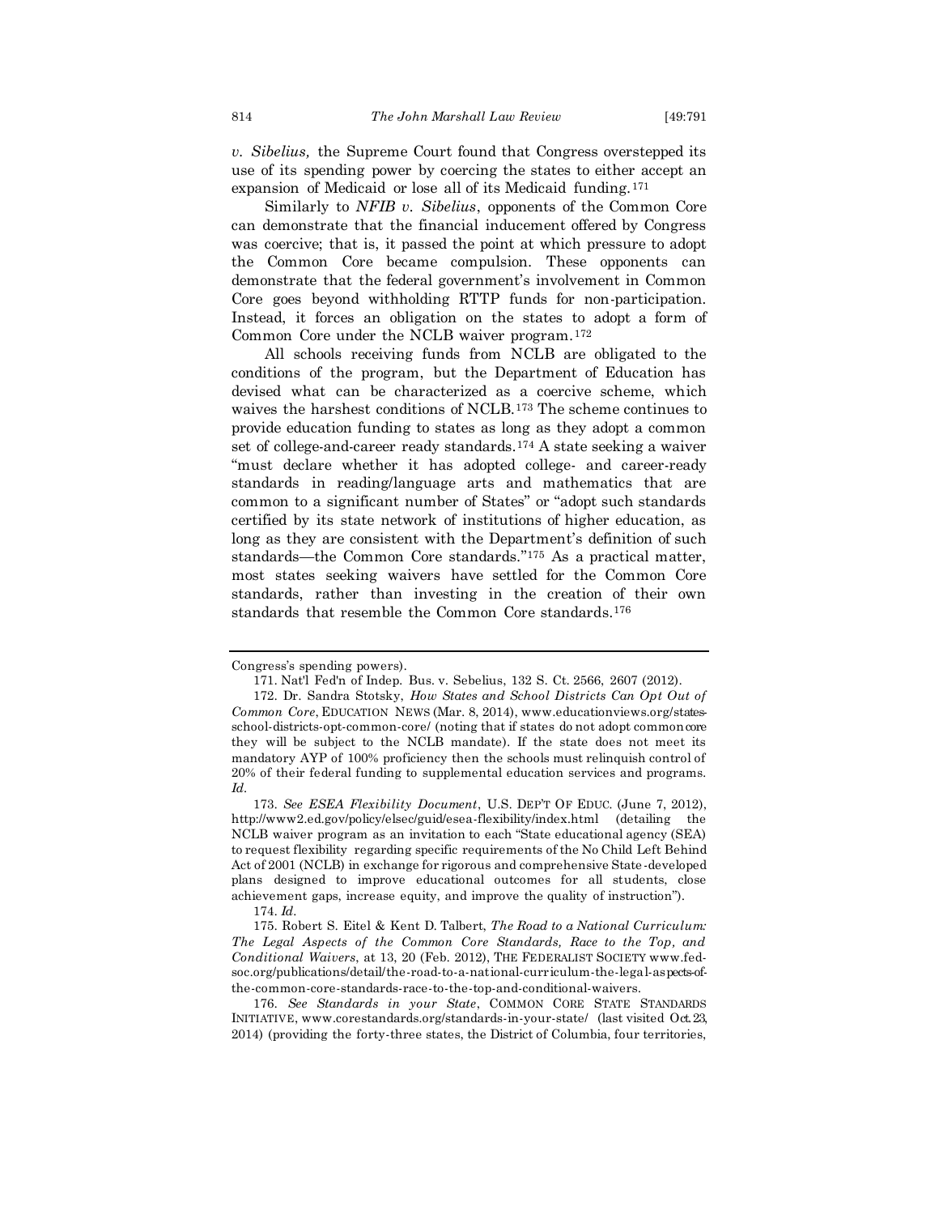*v. Sibelius,* the Supreme Court found that Congress overstepped its use of its spending power by coercing the states to either accept an expansion of Medicaid or lose all of its Medicaid funding.[171]

Similarly to *NFIB v. Sibelius*, opponents of the Common Core can demonstrate that the financial inducement offered by Congress was coercive; that is, it passed the point at which pressure to adopt the Common Core became compulsion. These opponents can demonstrate that the federal government's involvement in Common Core goes beyond withholding RTTP funds for non-participation. Instead, it forces an obligation on the states to adopt a form of Common Core under the NCLB waiver program.[172]

All schools receiving funds from NCLB are obligated to the conditions of the program, but the Department of Education has devised what can be characterized as a coercive scheme, which waives the harshest conditions of NCLB.[173] The scheme continues to provide education funding to states as long as they adopt a common set of college-and-career ready standards.[174] A state seeking a waiver "must declare whether it has adopted college- and career-ready standards in reading/language arts and mathematics that are common to a significant number of States" or "adopt such standards certified by its state network of institutions of higher education, as long as they are consistent with the Department's definition of such standards—the Common Core standards."[175] As a practical matter, most states seeking waivers have settled for the Common Core standards, rather than investing in the creation of their own standards that resemble the Common Core standards.[176]

---

Congress's spending powers).

171. Nat'l Fed'n of Indep. Bus. v. Sebelius, 132 S. Ct. 2566, 2607 (2012).

172. Dr. Sandra Stotsky, *How States and School Districts Can Opt Out of Common Core*, EDUCATION NEWS (Mar. 8, 2014), www.educationviews.org/states-school-districts-opt-common-core/ (noting that if states do not adopt common core they will be subject to the NCLB mandate). If the state does not meet its mandatory AYP of 100% proficiency then the schools must relinquish control of 20% of their federal funding to supplemental education services and programs. *Id.*

173. *See ESEA Flexibility Document*, U.S. DEP'T OF EDUC. (June 7, 2012), http://www2.ed.gov/policy/elsec/guid/esea-flexibility/index.html (detailing the NCLB waiver program as an invitation to each "State educational agency (SEA) to request flexibility regarding specific requirements of the No Child Left Behind Act of 2001 (NCLB) in exchange for rigorous and comprehensive State-developed plans designed to improve educational outcomes for all students, close achievement gaps, increase equity, and improve the quality of instruction").

174. *Id.*

175. Robert S. Eitel & Kent D. Talbert, *The Road to a National Curriculum: The Legal Aspects of the Common Core Standards, Race to the Top, and Conditional Waivers*, at 13, 20 (Feb. 2012), THE FEDERALIST SOCIETY www.fed-soc.org/publications/detail/the-road-to-a-national-curriculum-the-legal-aspects-of-the-common-core-standards-race-to-the-top-and-conditional-waivers.

176. *See Standards in your State*, COMMON CORE STATE STANDARDS INITIATIVE, www.corestandards.org/standards-in-your-state/ (last visited Oct. 23, 2014) (providing the forty-three states, the District of Columbia, four territories,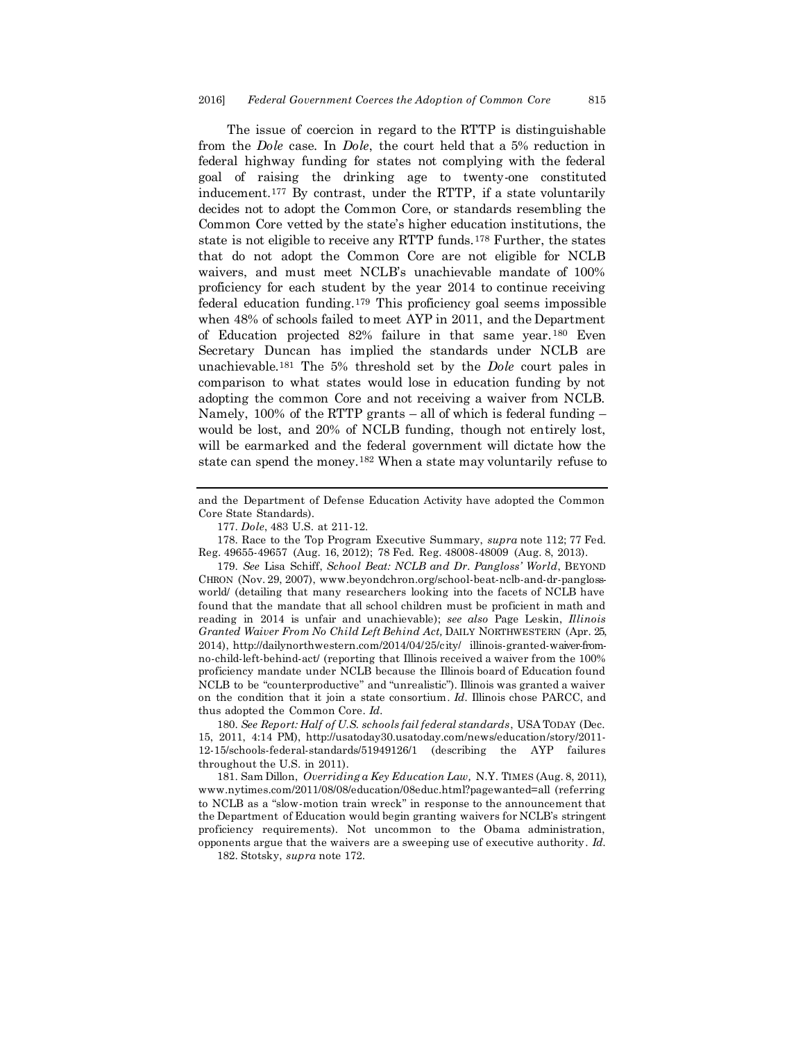The issue of coercion in regard to the RTTP is distinguishable from the *Dole* case. In *Dole*, the court held that a 5% reduction in federal highway funding for states not complying with the federal goal of raising the drinking age to twenty-one constituted inducement.[177] By contrast, under the RTTP, if a state voluntarily decides not to adopt the Common Core, or standards resembling the Common Core vetted by the state's higher education institutions, the state is not eligible to receive any RTTP funds.[178] Further, the states that do not adopt the Common Core are not eligible for NCLB waivers, and must meet NCLB's unachievable mandate of 100% proficiency for each student by the year 2014 to continue receiving federal education funding.[179] This proficiency goal seems impossible when 48% of schools failed to meet AYP in 2011, and the Department of Education projected 82% failure in that same year.[180] Even Secretary Duncan has implied the standards under NCLB are unachievable.[181] The 5% threshold set by the *Dole* court pales in comparison to what states would lose in education funding by not adopting the common Core and not receiving a waiver from NCLB. Namely, 100% of the RTTP grants – all of which is federal funding – would be lost, and 20% of NCLB funding, though not entirely lost, will be earmarked and the federal government will dictate how the state can spend the money.[182] When a state may voluntarily refuse to

---

and the Department of Defense Education Activity have adopted the Common Core State Standards).

177. *Dole*, 483 U.S. at 211-12.

178. Race to the Top Program Executive Summary, *supra* note 112; 77 Fed. Reg. 49655-49657 (Aug. 16, 2012); 78 Fed. Reg. 48008-48009 (Aug. 8, 2013).

179. *See* Lisa Schiff, *School Beat: NCLB and Dr. Pangloss' World*, BEYOND CHRON (Nov. 29, 2007), www.beyondchron.org/school-beat-nclb-and-dr-pangloss-world/ (detailing that many researchers looking into the facets of NCLB have found that the mandate that all school children must be proficient in math and reading in 2014 is unfair and unachievable); *see also* Page Leskin, *Illinois Granted Waiver From No Child Left Behind Act,* DAILY NORTHWESTERN (Apr. 25, 2014), http://dailynorthwestern.com/2014/04/25/city/ illinois-granted-waiver-from-no-child-left-behind-act/ (reporting that Illinois received a waiver from the 100% proficiency mandate under NCLB because the Illinois board of Education found NCLB to be "counterproductive" and "unrealistic"). Illinois was granted a waiver on the condition that it join a state consortium. *Id.* Illinois chose PARCC, and thus adopted the Common Core. *Id.*

180. *See Report: Half of U.S. schools fail federal standards*, USA TODAY (Dec. 15, 2011, 4:14 PM), http://usatoday30.usatoday.com/news/education/story/2011-12-15/schools-federal-standards/51949126/1 (describing the AYP failures throughout the U.S. in 2011).

181. Sam Dillon, *Overriding a Key Education Law,* N.Y. TIMES (Aug. 8, 2011), www.nytimes.com/2011/08/08/education/08educ.html?pagewanted=all (referring to NCLB as a "slow-motion train wreck" in response to the announcement that the Department of Education would begin granting waivers for NCLB's stringent proficiency requirements). Not uncommon to the Obama administration, opponents argue that the waivers are a sweeping use of executive authority. *Id.*

182. Stotsky, *supra* note 172.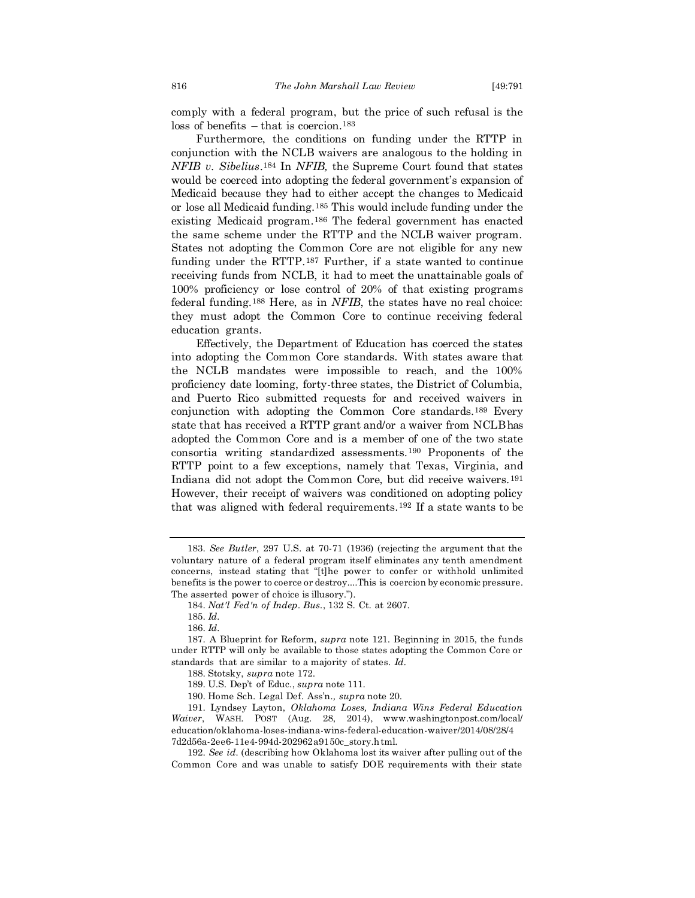comply with a federal program, but the price of such refusal is the loss of benefits – that is coercion.[183]

Furthermore, the conditions on funding under the RTTP in conjunction with the NCLB waivers are analogous to the holding in *NFIB v. Sibelius*.[184] In *NFIB,* the Supreme Court found that states would be coerced into adopting the federal government's expansion of Medicaid because they had to either accept the changes to Medicaid or lose all Medicaid funding.[185] This would include funding under the existing Medicaid program.[186] The federal government has enacted the same scheme under the RTTP and the NCLB waiver program. States not adopting the Common Core are not eligible for any new funding under the RTTP.[187] Further, if a state wanted to continue receiving funds from NCLB, it had to meet the unattainable goals of 100% proficiency or lose control of 20% of that existing programs federal funding.[188] Here, as in *NFIB*, the states have no real choice: they must adopt the Common Core to continue receiving federal education grants.

Effectively, the Department of Education has coerced the states into adopting the Common Core standards. With states aware that the NCLB mandates were impossible to reach, and the 100% proficiency date looming, forty-three states, the District of Columbia, and Puerto Rico submitted requests for and received waivers in conjunction with adopting the Common Core standards.[189] Every state that has received a RTTP grant and/or a waiver from NCLB has adopted the Common Core and is a member of one of the two state consortia writing standardized assessments.[190] Proponents of the RTTP point to a few exceptions, namely that Texas, Virginia, and Indiana did not adopt the Common Core, but did receive waivers.[191] However, their receipt of waivers was conditioned on adopting policy that was aligned with federal requirements.[192] If a state wants to be

---

183. *See Butler*, 297 U.S. at 70-71 (1936) (rejecting the argument that the voluntary nature of a federal program itself eliminates any tenth amendment concerns, instead stating that "[t]he power to confer or withhold unlimited benefits is the power to coerce or destroy....This is coercion by economic pressure. The asserted power of choice is illusory.").

184. *Nat'l Fed'n of Indep. Bus.*, 132 S. Ct. at 2607.

185. *Id.*

186. *Id.*

187. A Blueprint for Reform, *supra* note 121. Beginning in 2015, the funds under RTTP will only be available to those states adopting the Common Core or standards that are similar to a majority of states. *Id.*

188. Stotsky, *supra* note 172.

189. U.S. Dep't of Educ., *supra* note 111.

190. Home Sch. Legal Def. Ass'n*., supra* note 20.

191. Lyndsey Layton, *Oklahoma Loses, Indiana Wins Federal Education Waiver*, WASH. POST (Aug. 28, 2014), www.washingtonpost.com/local/education/oklahoma-loses-indiana-wins-federal-education-waiver/2014/08/28/47d2d56a-2ee6-11e4-994d-202962a9150c_story.html.

192. *See id.* (describing how Oklahoma lost its waiver after pulling out of the Common Core and was unable to satisfy DOE requirements with their state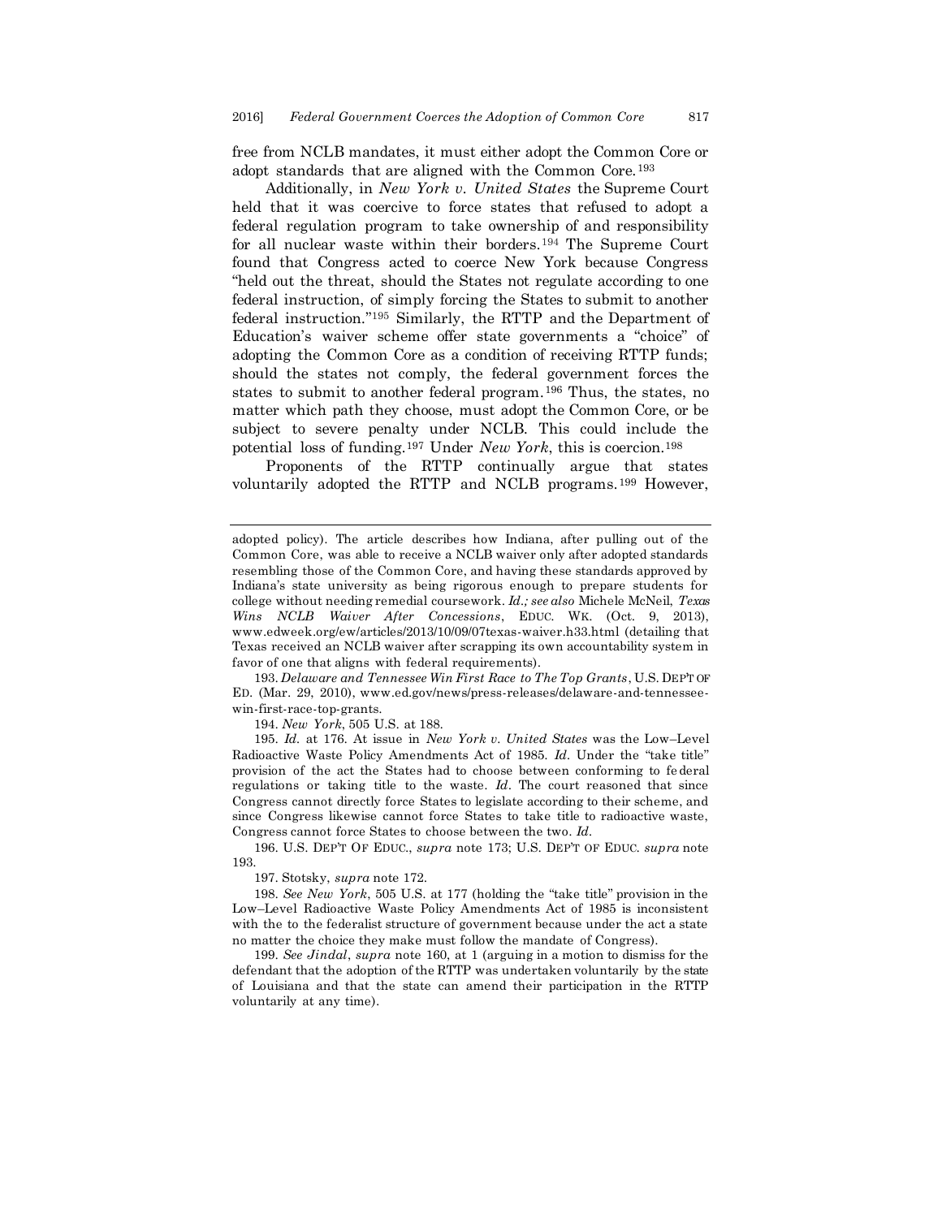free from NCLB mandates, it must either adopt the Common Core or adopt standards that are aligned with the Common Core.[193]

Additionally, in *New York v. United States* the Supreme Court held that it was coercive to force states that refused to adopt a federal regulation program to take ownership of and responsibility for all nuclear waste within their borders.[194] The Supreme Court found that Congress acted to coerce New York because Congress "held out the threat, should the States not regulate according to one federal instruction, of simply forcing the States to submit to another federal instruction."[195] Similarly, the RTTP and the Department of Education's waiver scheme offer state governments a "choice" of adopting the Common Core as a condition of receiving RTTP funds; should the states not comply, the federal government forces the states to submit to another federal program.[196] Thus, the states, no matter which path they choose, must adopt the Common Core, or be subject to severe penalty under NCLB. This could include the potential loss of funding.[197] Under *New York*, this is coercion.[198]

Proponents of the RTTP continually argue that states voluntarily adopted the RTTP and NCLB programs.[199] However,

---

adopted policy). The article describes how Indiana, after pulling out of the Common Core, was able to receive a NCLB waiver only after adopted standards resembling those of the Common Core, and having these standards approved by Indiana's state university as being rigorous enough to prepare students for college without needing remedial coursework. *Id.; see also* Michele McNeil, *Texas Wins NCLB Waiver After Concessions*, EDUC. WK. (Oct. 9, 2013), www.edweek.org/ew/articles/2013/10/09/07texas-waiver.h33.html (detailing that Texas received an NCLB waiver after scrapping its own accountability system in favor of one that aligns with federal requirements).

193. *Delaware and Tennessee Win First Race to The Top Grants*, U.S. DEP'T OF ED. (Mar. 29, 2010), www.ed.gov/news/press-releases/delaware-and-tennessee-win-first-race-top-grants.

194. *New York*, 505 U.S. at 188.

195. *Id.* at 176. At issue in *New York v. United States* was the Low–Level Radioactive Waste Policy Amendments Act of 1985. *Id.* Under the "take title" provision of the act the States had to choose between conforming to federal regulations or taking title to the waste. *Id.* The court reasoned that since Congress cannot directly force States to legislate according to their scheme, and since Congress likewise cannot force States to take title to radioactive waste, Congress cannot force States to choose between the two. *Id.*

196. U.S. DEP'T OF EDUC., *supra* note 173; U.S. DEP'T OF EDUC. *supra* note 193.

197. Stotsky, *supra* note 172.

198. *See New York*, 505 U.S. at 177 (holding the "take title" provision in the Low–Level Radioactive Waste Policy Amendments Act of 1985 is inconsistent with the to the federalist structure of government because under the act a state no matter the choice they make must follow the mandate of Congress).

199. *See Jindal*, *supra* note 160, at 1 (arguing in a motion to dismiss for the defendant that the adoption of the RTTP was undertaken voluntarily by the state of Louisiana and that the state can amend their participation in the RTTP voluntarily at any time).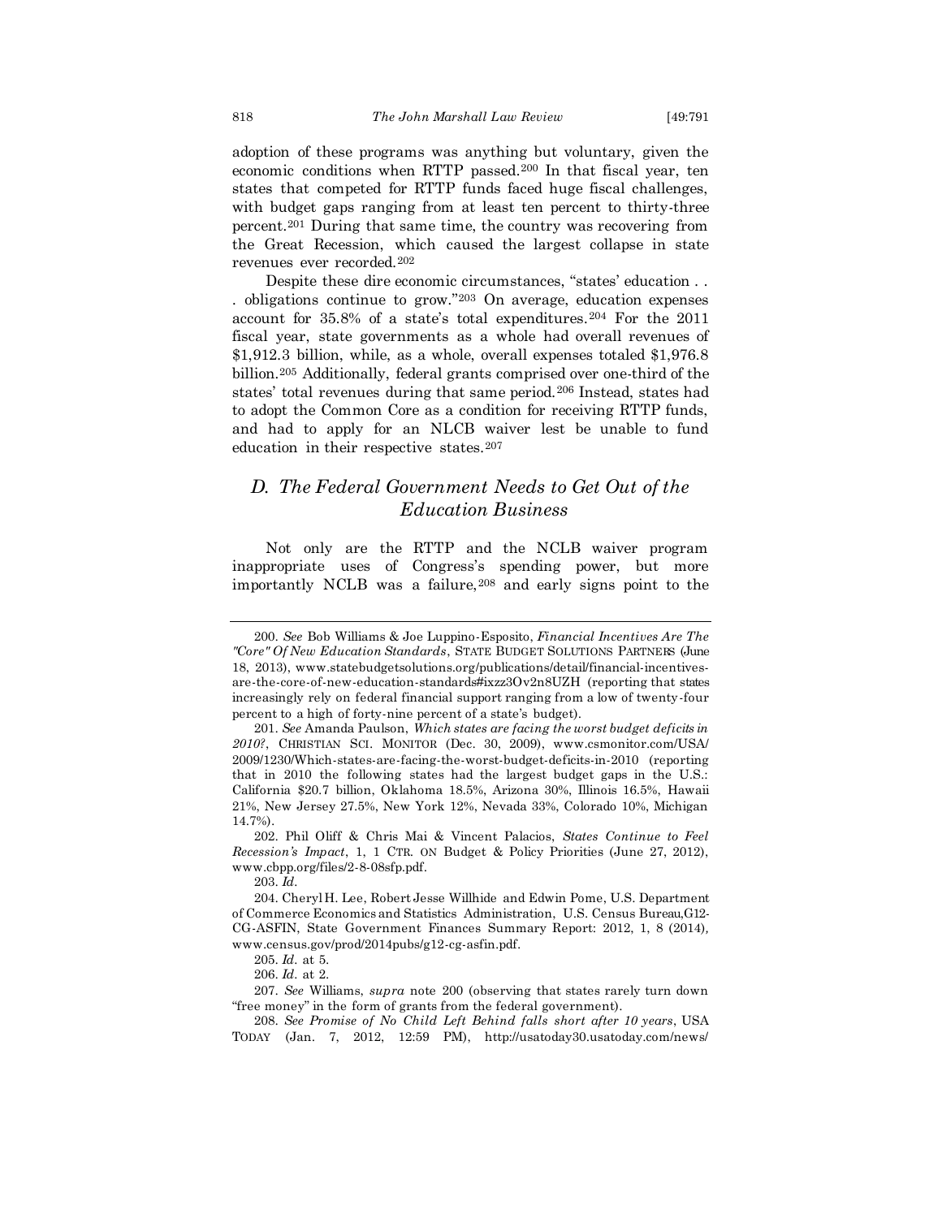adoption of these programs was anything but voluntary, given the economic conditions when RTTP passed.[200] In that fiscal year, ten states that competed for RTTP funds faced huge fiscal challenges, with budget gaps ranging from at least ten percent to thirty-three percent.[201] During that same time, the country was recovering from the Great Recession, which caused the largest collapse in state revenues ever recorded.[202]

Despite these dire economic circumstances, "states' education . . . obligations continue to grow."[203] On average, education expenses account for 35.8% of a state's total expenditures.[204] For the 2011 fiscal year, state governments as a whole had overall revenues of $1,912.3 billion, while, as a whole, overall expenses totaled $1,976.8 billion.[205] Additionally, federal grants comprised over one-third of the states' total revenues during that same period.[206] Instead, states had to adopt the Common Core as a condition for receiving RTTP funds, and had to apply for an NLCB waiver lest be unable to fund education in their respective states.[207]

## *D. The Federal Government Needs to Get Out of the Education Business*

Not only are the RTTP and the NCLB waiver program inappropriate uses of Congress's spending power, but more importantly NCLB was a failure,[208] and early signs point to the

---

200. *See* Bob Williams & Joe Luppino-Esposito, *Financial Incentives Are The "Core" Of New Education Standards*, STATE BUDGET SOLUTIONS PARTNERS (June 18, 2013), www.statebudgetsolutions.org/publications/detail/financial-incentives-are-the-core-of-new-education-standards#ixzz3Ov2n8UZH (reporting that states increasingly rely on federal financial support ranging from a low of twenty-four percent to a high of forty-nine percent of a state's budget).

201. *See* Amanda Paulson, *Which states are facing the worst budget deficits in 2010?*, CHRISTIAN SCI. MONITOR (Dec. 30, 2009), www.csmonitor.com/USA/2009/1230/Which-states-are-facing-the-worst-budget-deficits-in-2010 (reporting that in 2010 the following states had the largest budget gaps in the U.S.: California $20.7 billion, Oklahoma 18.5%, Arizona 30%, Illinois 16.5%, Hawaii 21%, New Jersey 27.5%, New York 12%, Nevada 33%, Colorado 10%, Michigan 14.7%).

202. Phil Oliff & Chris Mai & Vincent Palacios, *States Continue to Feel Recession's Impact*, 1, 1 CTR. ON Budget & Policy Priorities (June 27, 2012), www.cbpp.org/files/2-8-08sfp.pdf.

203. *Id.*

204. Cheryl H. Lee, Robert Jesse Willhide and Edwin Pome, U.S. Department of Commerce Economics and Statistics Administration, U.S. Census Bureau,G12-CG-ASFIN, State Government Finances Summary Report: 2012, 1, 8 (2014), www.census.gov/prod/2014pubs/g12-cg-asfin.pdf.

205. *Id.* at 5.

206. *Id.* at 2.

207. *See* Williams, *supra* note 200 (observing that states rarely turn down "free money" in the form of grants from the federal government).

208. *See Promise of No Child Left Behind falls short after 10 years*, USA TODAY (Jan. 7, 2012, 12:59 PM), http://usatoday30.usatoday.com/news/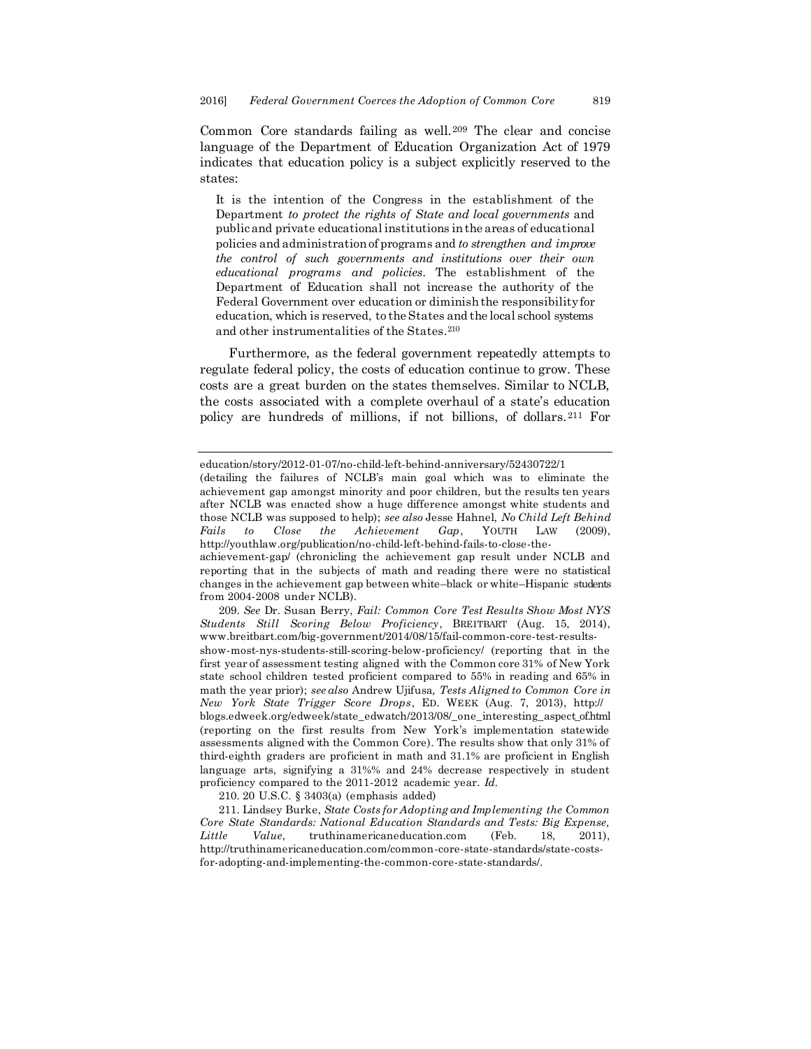Common Core standards failing as well.[209] The clear and concise language of the Department of Education Organization Act of 1979 indicates that education policy is a subject explicitly reserved to the states:

> It is the intention of the Congress in the establishment of the Department *to protect the rights of State and local governments* and public and private educational institutions in the areas of educational policies and administration of programs and *to strengthen and improve the control of such governments and institutions over their own educational programs and policies*. The establishment of the Department of Education shall not increase the authority of the Federal Government over education or diminish the responsibility for education, which is reserved, to the States and the local school systems and other instrumentalities of the States.[210]

Furthermore, as the federal government repeatedly attempts to regulate federal policy, the costs of education continue to grow. These costs are a great burden on the states themselves. Similar to NCLB, the costs associated with a complete overhaul of a state's education policy are hundreds of millions, if not billions, of dollars.[211] For

---

education/story/2012-01-07/no-child-left-behind-anniversary/52430722/1 (detailing the failures of NCLB's main goal which was to eliminate the achievement gap amongst minority and poor children, but the results ten years after NCLB was enacted show a huge difference amongst white students and those NCLB was supposed to help); *see also* Jesse Hahnel, *No Child Left Behind Fails to Close the Achievement Gap*, YOUTH LAW (2009), http://youthlaw.org/publication/no-child-left-behind-fails-to-close-the-achievement-gap/ (chronicling the achievement gap result under NCLB and reporting that in the subjects of math and reading there were no statistical changes in the achievement gap between white–black or white–Hispanic students from 2004-2008 under NCLB).

209. *See* Dr. Susan Berry, *Fail: Common Core Test Results Show Most NYS Students Still Scoring Below Proficiency*, BREITBART (Aug. 15, 2014), www.breitbart.com/big-government/2014/08/15/fail-common-core-test-results-show-most-nys-students-still-scoring-below-proficiency/ (reporting that in the first year of assessment testing aligned with the Common core 31% of New York state school children tested proficient compared to 55% in reading and 65% in math the year prior); *see also* Andrew Ujifusa, *Tests Aligned to Common Core in New York State Trigger Score Drops*, ED. WEEK (Aug. 7, 2013), http:// blogs.edweek.org/edweek/state_edwatch/2013/08/_one_interesting_aspect_of.html (reporting on the first results from New York's implementation statewide assessments aligned with the Common Core). The results show that only 31% of third-eighth graders are proficient in math and 31.1% are proficient in English language arts, signifying a 31%% and 24% decrease respectively in student proficiency compared to the 2011-2012 academic year. *Id.*

210. 20 U.S.C. § 3403(a) (emphasis added)

211. Lindsey Burke, *State Costs for Adopting and Implementing the Common Core State Standards: National Education Standards and Tests: Big Expense, Little Value*, truthinamericaneducation.com (Feb. 18, 2011), http://truthinamericaneducation.com/common-core-state-standards/state-costs-for-adopting-and-implementing-the-common-core-state-standards/.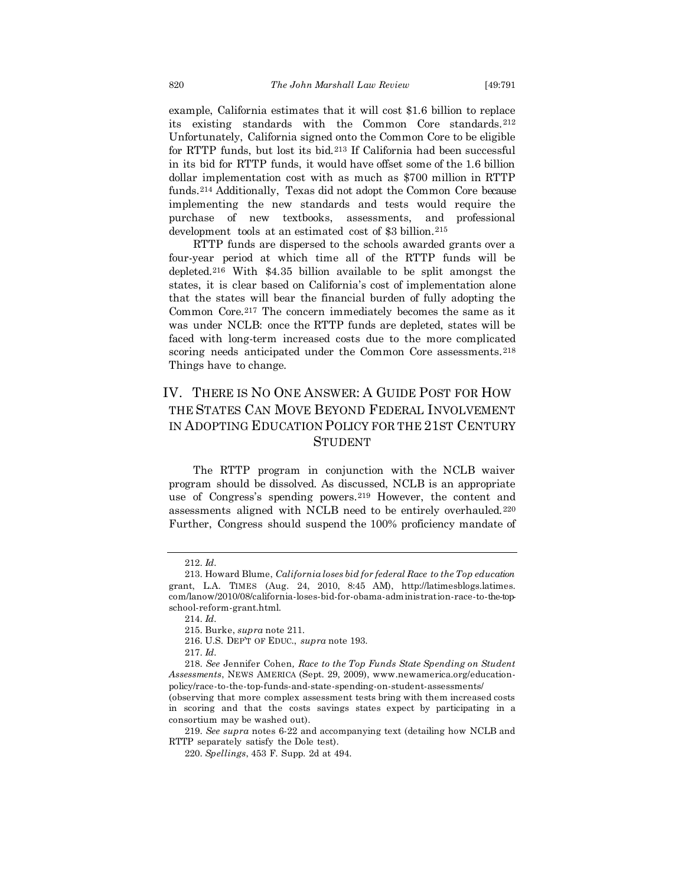example, California estimates that it will cost $1.6 billion to replace its existing standards with the Common Core standards.[212] Unfortunately, California signed onto the Common Core to be eligible for RTTP funds, but lost its bid.[213] If California had been successful in its bid for RTTP funds, it would have offset some of the 1.6 billion dollar implementation cost with as much as $700 million in RTTP funds.[214] Additionally, Texas did not adopt the Common Core because implementing the new standards and tests would require the purchase of new textbooks, assessments, and professional development tools at an estimated cost of $3 billion.[215]

RTTP funds are dispersed to the schools awarded grants over a four-year period at which time all of the RTTP funds will be depleted.[216] With $4.35 billion available to be split amongst the states, it is clear based on California's cost of implementation alone that the states will bear the financial burden of fully adopting the Common Core.[217] The concern immediately becomes the same as it was under NCLB: once the RTTP funds are depleted, states will be faced with long-term increased costs due to the more complicated scoring needs anticipated under the Common Core assessments.[218] Things have to change.

## IV. THERE IS NO ONE ANSWER: A GUIDE POST FOR HOW THE STATES CAN MOVE BEYOND FEDERAL INVOLVEMENT IN ADOPTING EDUCATION POLICY FOR THE 21ST CENTURY STUDENT

The RTTP program in conjunction with the NCLB waiver program should be dissolved. As discussed, NCLB is an appropriate use of Congress's spending powers.[219] However, the content and assessments aligned with NCLB need to be entirely overhauled.[220] Further, Congress should suspend the 100% proficiency mandate of

---

212. *Id*.

213. Howard Blume, *California loses bid for federal Race to the Top education* grant, L.A. TIMES (Aug. 24, 2010, 8:45 AM), http://latimesblogs.latimes.com/lanow/2010/08/california-loses-bid-for-obama-administration-race-to-the-top-school-reform-grant.html.

214. *Id*.

215. Burke, *supra* note 211.

216. U.S. DEP'T OF EDUC., *supra* note 193.

217. *Id*.

218. *See* Jennifer Cohen, *Race to the Top Funds State Spending on Student Assessments*, NEWS AMERICA (Sept. 29, 2009), www.newamerica.org/education-policy/race-to-the-top-funds-and-state-spending-on-student-assessments/ (observing that more complex assessment tests bring with them increased costs in scoring and that the costs savings states expect by participating in a consortium may be washed out).

219. *See supra* notes 6-22 and accompanying text (detailing how NCLB and RTTP separately satisfy the Dole test).

220. *Spellings*, 453 F. Supp. 2d at 494.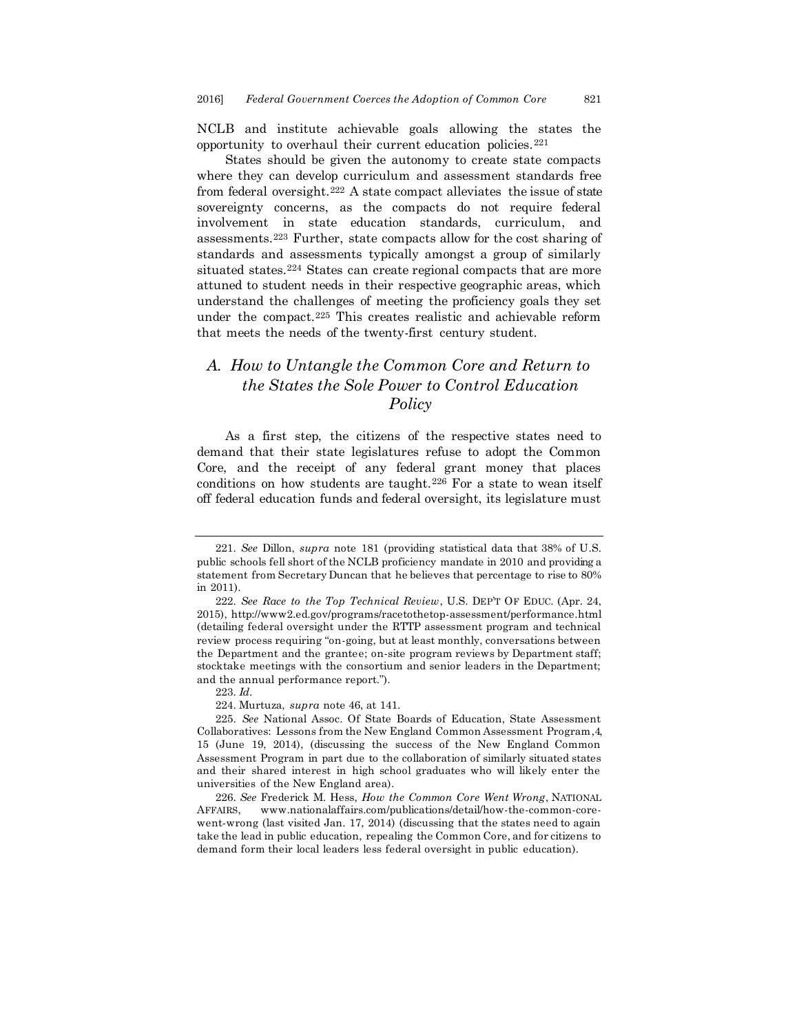NCLB and institute achievable goals allowing the states the opportunity to overhaul their current education policies.[221]

States should be given the autonomy to create state compacts where they can develop curriculum and assessment standards free from federal oversight.[222] A state compact alleviates the issue of state sovereignty concerns, as the compacts do not require federal involvement in state education standards, curriculum, and assessments.[223] Further, state compacts allow for the cost sharing of standards and assessments typically amongst a group of similarly situated states.[224] States can create regional compacts that are more attuned to student needs in their respective geographic areas, which understand the challenges of meeting the proficiency goals they set under the compact.[225] This creates realistic and achievable reform that meets the needs of the twenty-first century student.

## *A. How to Untangle the Common Core and Return to the States the Sole Power to Control Education Policy*

As a first step, the citizens of the respective states need to demand that their state legislatures refuse to adopt the Common Core, and the receipt of any federal grant money that places conditions on how students are taught.[226] For a state to wean itself off federal education funds and federal oversight, its legislature must

---

221. *See* Dillon, *supra* note 181 (providing statistical data that 38% of U.S. public schools fell short of the NCLB proficiency mandate in 2010 and providing a statement from Secretary Duncan that he believes that percentage to rise to 80% in 2011).

222. *See Race to the Top Technical Review*, U.S. DEP'T OF EDUC. (Apr. 24, 2015), http://www2.ed.gov/programs/racetothetop-assessment/performance.html (detailing federal oversight under the RTTP assessment program and technical review process requiring "on-going, but at least monthly, conversations between the Department and the grantee; on-site program reviews by Department staff; stocktake meetings with the consortium and senior leaders in the Department; and the annual performance report.").

223. *Id*.

224. Murtuza, *supra* note 46, at 141.

225. *See* National Assoc. Of State Boards of Education, State Assessment Collaboratives: Lessons from the New England Common Assessment Program, 4, 15 (June 19, 2014), (discussing the success of the New England Common Assessment Program in part due to the collaboration of similarly situated states and their shared interest in high school graduates who will likely enter the universities of the New England area).

226. *See* Frederick M. Hess, *How the Common Core Went Wrong*, NATIONAL AFFAIRS, www.nationalaffairs.com/publications/detail/how-the-common-core-went-wrong (last visited Jan. 17, 2014) (discussing that the states need to again take the lead in public education, repealing the Common Core, and for citizens to demand form their local leaders less federal oversight in public education).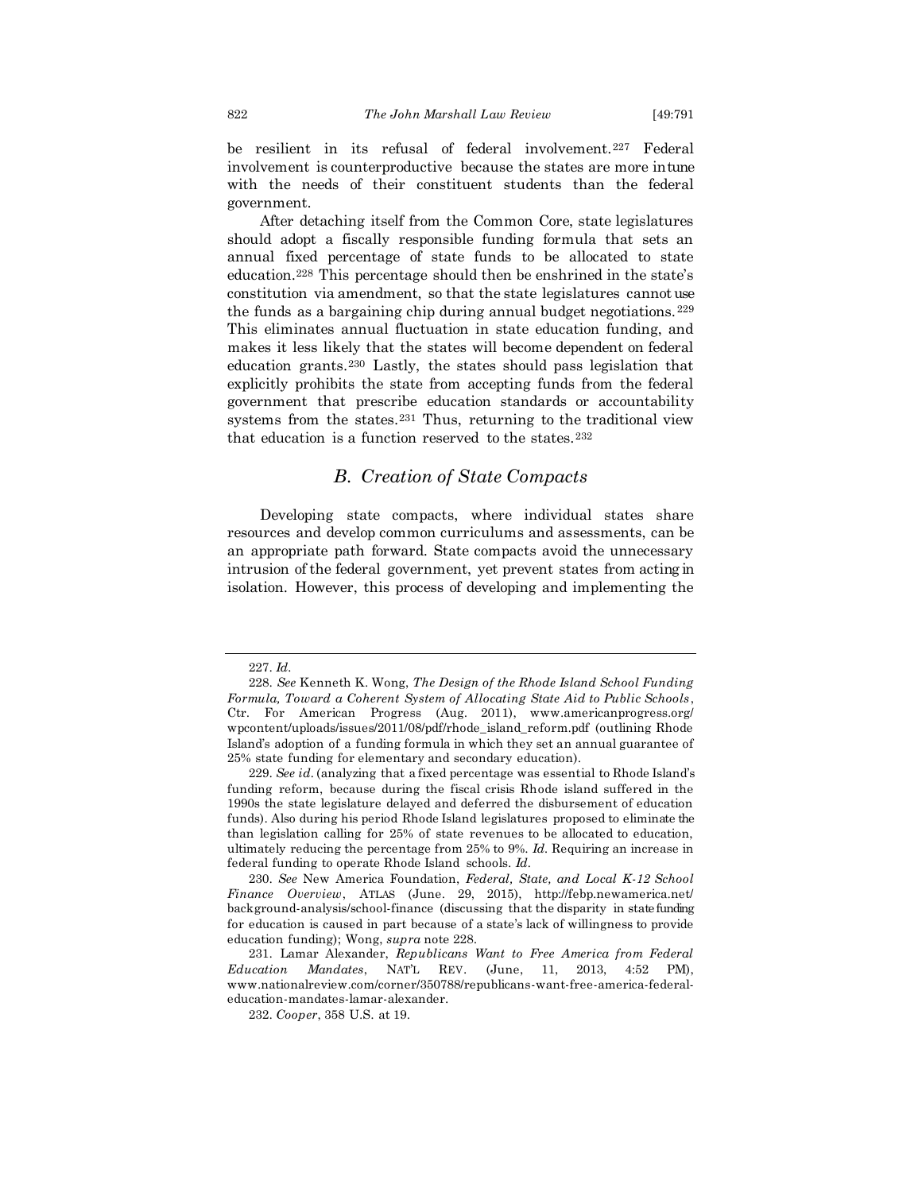be resilient in its refusal of federal involvement.[227] Federal involvement is counterproductive because the states are more in tune with the needs of their constituent students than the federal government.

After detaching itself from the Common Core, state legislatures should adopt a fiscally responsible funding formula that sets an annual fixed percentage of state funds to be allocated to state education.[228] This percentage should then be enshrined in the state's constitution via amendment, so that the state legislatures cannot use the funds as a bargaining chip during annual budget negotiations.[229] This eliminates annual fluctuation in state education funding, and makes it less likely that the states will become dependent on federal education grants.[230] Lastly, the states should pass legislation that explicitly prohibits the state from accepting funds from the federal government that prescribe education standards or accountability systems from the states.[231] Thus, returning to the traditional view that education is a function reserved to the states.[232]

## *B. Creation of State Compacts*

Developing state compacts, where individual states share resources and develop common curriculums and assessments, can be an appropriate path forward. State compacts avoid the unnecessary intrusion of the federal government, yet prevent states from acting in isolation. However, this process of developing and implementing the

---

227. *Id.*

228. *See* Kenneth K. Wong, *The Design of the Rhode Island School Funding Formula, Toward a Coherent System of Allocating State Aid to Public Schools*, Ctr. For American Progress (Aug. 2011), www.americanprogress.org/wpcontent/uploads/issues/2011/08/pdf/rhode_island_reform.pdf (outlining Rhode Island's adoption of a funding formula in which they set an annual guarantee of 25% state funding for elementary and secondary education).

229. *See id.* (analyzing that a fixed percentage was essential to Rhode Island's funding reform, because during the fiscal crisis Rhode island suffered in the 1990s the state legislature delayed and deferred the disbursement of education funds). Also during his period Rhode Island legislatures proposed to eliminate the than legislation calling for 25% of state revenues to be allocated to education, ultimately reducing the percentage from 25% to 9%. *Id.* Requiring an increase in federal funding to operate Rhode Island schools. *Id.*

230. *See* New America Foundation, *Federal, State, and Local K-12 School Finance Overview*, ATLAS (June. 29, 2015), http://febp.newamerica.net/background-analysis/school-finance (discussing that the disparity in state funding for education is caused in part because of a state's lack of willingness to provide education funding); Wong, *supra* note 228.

231. Lamar Alexander, *Republicans Want to Free America from Federal Education Mandates*, NAT'L REV. (June, 11, 2013, 4:52 PM), www.nationalreview.com/corner/350788/republicans-want-free-america-federal-education-mandates-lamar-alexander.

232. *Cooper*, 358 U.S. at 19.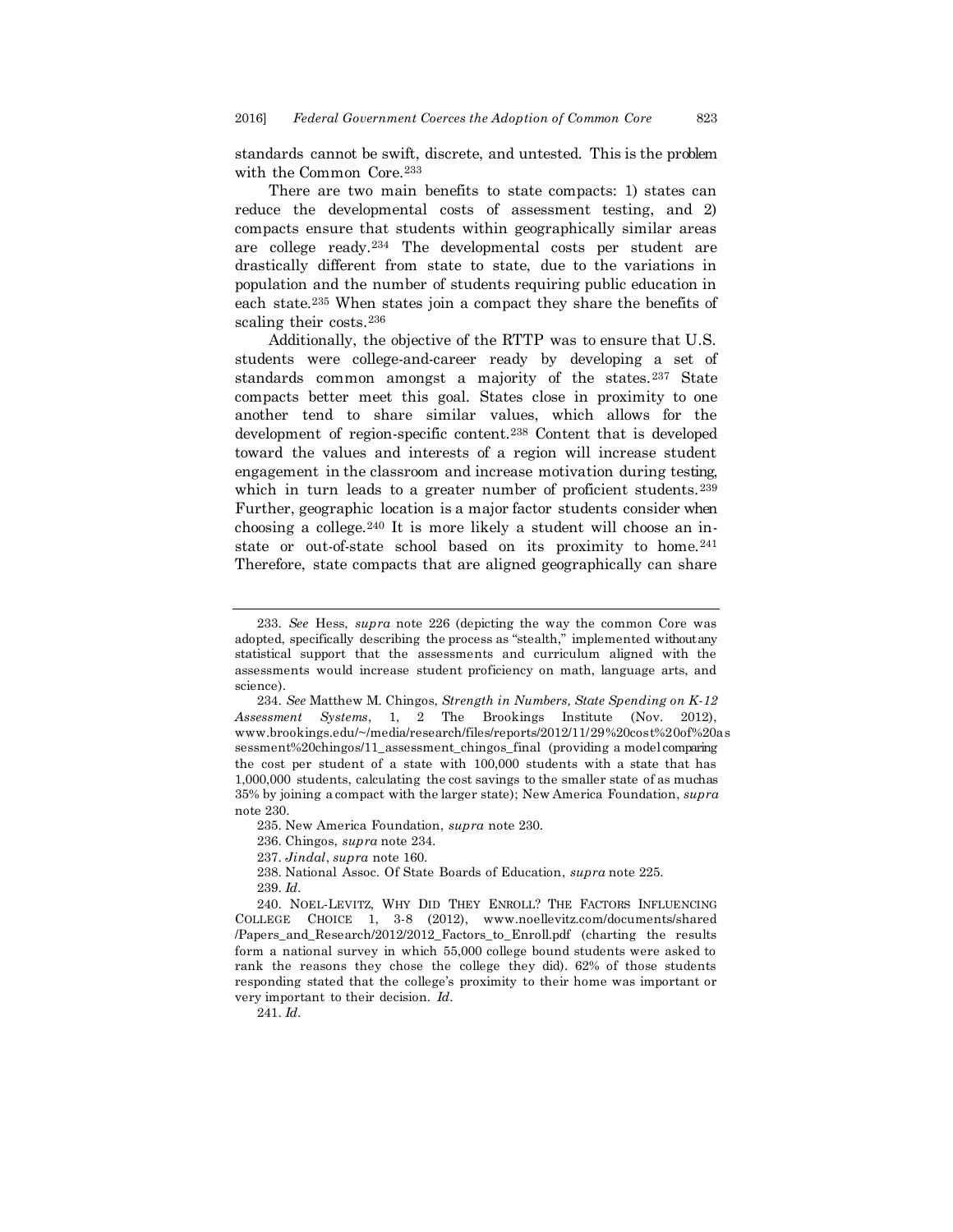standards cannot be swift, discrete, and untested. This is the problem with the Common Core.[233]

There are two main benefits to state compacts: 1) states can reduce the developmental costs of assessment testing, and 2) compacts ensure that students within geographically similar areas are college ready.[234] The developmental costs per student are drastically different from state to state, due to the variations in population and the number of students requiring public education in each state.[235] When states join a compact they share the benefits of scaling their costs.[236]

Additionally, the objective of the RTTP was to ensure that U.S. students were college-and-career ready by developing a set of standards common amongst a majority of the states.[237] State compacts better meet this goal. States close in proximity to one another tend to share similar values, which allows for the development of region-specific content.[238] Content that is developed toward the values and interests of a region will increase student engagement in the classroom and increase motivation during testing, which in turn leads to a greater number of proficient students.[239] Further, geographic location is a major factor students consider when choosing a college.[240] It is more likely a student will choose an in-state or out-of-state school based on its proximity to home.[241] Therefore, state compacts that are aligned geographically can share

---

233. *See* Hess, *supra* note 226 (depicting the way the common Core was adopted, specifically describing the process as "stealth," implemented without any statistical support that the assessments and curriculum aligned with the assessments would increase student proficiency on math, language arts, and science).

234. *See* Matthew M. Chingos, *Strength in Numbers, State Spending on K-12 Assessment Systems*, 1, 2 The Brookings Institute (Nov. 2012), www.brookings.edu/~/media/research/files/reports/2012/11/29%20cost%20of%20assessment%20chingos/11_assessment_chingos_final (providing a model comparing the cost per student of a state with 100,000 students with a state that has 1,000,000 students, calculating the cost savings to the smaller state of as much as 35% by joining a compact with the larger state); New America Foundation, *supra* note 230.

235. New America Foundation, *supra* note 230.

236. Chingos, *supra* note 234.

237. *Jindal*, *supra* note 160.

238. National Assoc. Of State Boards of Education, *supra* note 225.

239. *Id*.

240. NOEL-LEVITZ, WHY DID THEY ENROLL? THE FACTORS INFLUENCING COLLEGE CHOICE 1, 3-8 (2012), www.noellevitz.com/documents/shared/Papers_and_Research/2012/2012_Factors_to_Enroll.pdf (charting the results form a national survey in which 55,000 college bound students were asked to rank the reasons they chose the college they did). 62% of those students responding stated that the college's proximity to their home was important or very important to their decision. *Id*.

241. *Id*.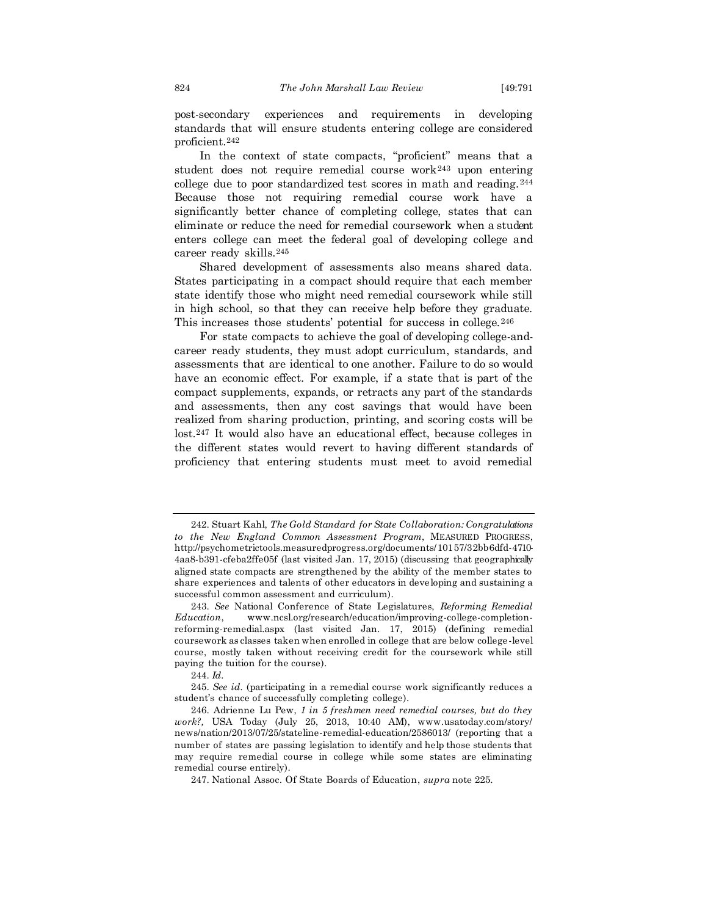post-secondary experiences and requirements in developing standards that will ensure students entering college are considered proficient.[242]

In the context of state compacts, "proficient" means that a student does not require remedial course work[243] upon entering college due to poor standardized test scores in math and reading.[244] Because those not requiring remedial course work have a significantly better chance of completing college, states that can eliminate or reduce the need for remedial coursework when a student enters college can meet the federal goal of developing college and career ready skills.[245]

Shared development of assessments also means shared data. States participating in a compact should require that each member state identify those who might need remedial coursework while still in high school, so that they can receive help before they graduate. This increases those students' potential for success in college.[246]

For state compacts to achieve the goal of developing college-and-career ready students, they must adopt curriculum, standards, and assessments that are identical to one another. Failure to do so would have an economic effect. For example, if a state that is part of the compact supplements, expands, or retracts any part of the standards and assessments, then any cost savings that would have been realized from sharing production, printing, and scoring costs will be lost.[247] It would also have an educational effect, because colleges in the different states would revert to having different standards of proficiency that entering students must meet to avoid remedial

---

242. Stuart Kahl, *The Gold Standard for State Collaboration: Congratulations to the New England Common Assessment Program*, MEASURED PROGRESS, http://psychometrictools.measuredprogress.org/documents/10157/32bb6dfd-4710-4aa8-b391-cfeba2ffe05f (last visited Jan. 17, 2015) (discussing that geographically aligned state compacts are strengthened by the ability of the member states to share experiences and talents of other educators in developing and sustaining a successful common assessment and curriculum).

243. *See* National Conference of State Legislatures, *Reforming Remedial Education*, www.ncsl.org/research/education/improving-college-completion-reforming-remedial.aspx (last visited Jan. 17, 2015) (defining remedial coursework as classes taken when enrolled in college that are below college-level course, mostly taken without receiving credit for the coursework while still paying the tuition for the course).

244. *Id.*

245. *See id.* (participating in a remedial course work significantly reduces a student's chance of successfully completing college).

246. Adrienne Lu Pew, *1 in 5 freshmen need remedial courses, but do they work?*, USA Today (July 25, 2013, 10:40 AM), www.usatoday.com/story/news/nation/2013/07/25/stateline-remedial-education/2586013/ (reporting that a number of states are passing legislation to identify and help those students that may require remedial course in college while some states are eliminating remedial course entirely).

247. National Assoc. Of State Boards of Education, *supra* note 225.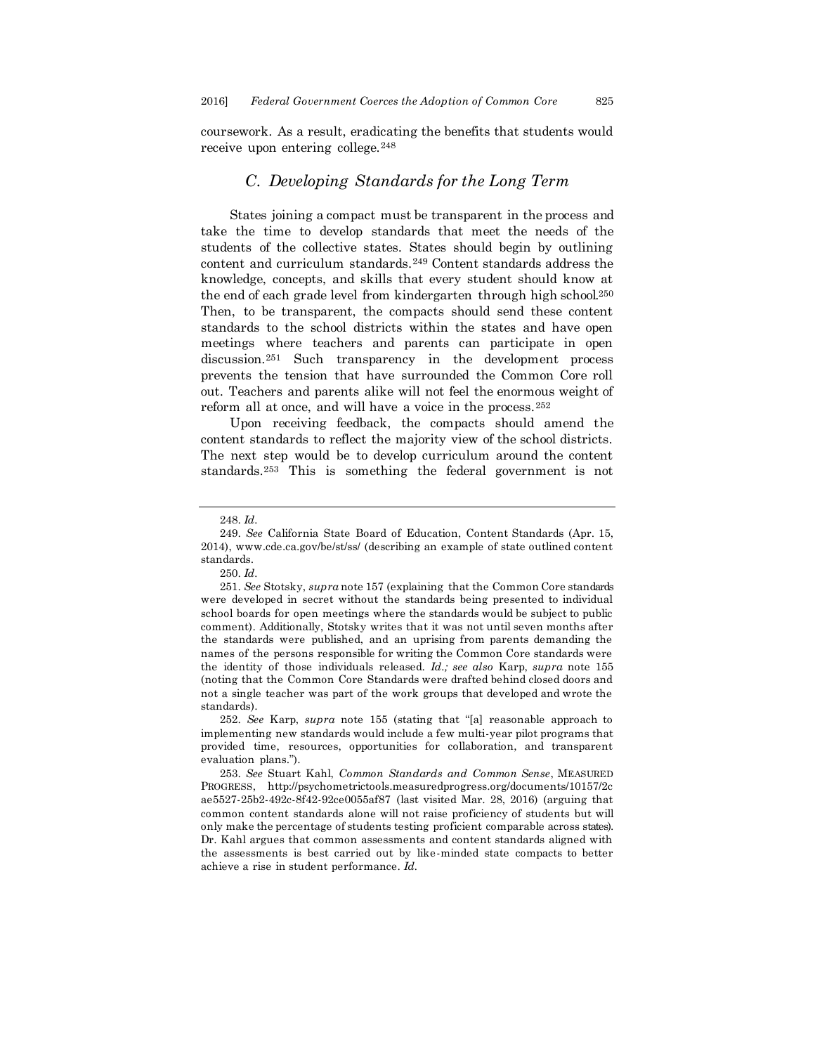coursework. As a result, eradicating the benefits that students would receive upon entering college.[248]

### C. Developing Standards for the Long Term

States joining a compact must be transparent in the process and take the time to develop standards that meet the needs of the students of the collective states. States should begin by outlining content and curriculum standards.[249] Content standards address the knowledge, concepts, and skills that every student should know at the end of each grade level from kindergarten through high school.[250] Then, to be transparent, the compacts should send these content standards to the school districts within the states and have open meetings where teachers and parents can participate in open discussion.[251] Such transparency in the development process prevents the tension that have surrounded the Common Core roll out. Teachers and parents alike will not feel the enormous weight of reform all at once, and will have a voice in the process.[252]

Upon receiving feedback, the compacts should amend the content standards to reflect the majority view of the school districts. The next step would be to develop curriculum around the content standards.[253] This is something the federal government is not

---

248. *Id*.

249. *See* California State Board of Education, Content Standards (Apr. 15, 2014), www.cde.ca.gov/be/st/ss/ (describing an example of state outlined content standards.

250. *Id*.

251. *See* Stotsky, *supra* note 157 (explaining that the Common Core standards were developed in secret without the standards being presented to individual school boards for open meetings where the standards would be subject to public comment). Additionally, Stotsky writes that it was not until seven months after the standards were published, and an uprising from parents demanding the names of the persons responsible for writing the Common Core standards were the identity of those individuals released. *Id.; see also* Karp, *supra* note 155 (noting that the Common Core Standards were drafted behind closed doors and not a single teacher was part of the work groups that developed and wrote the standards).

252. *See* Karp, *supra* note 155 (stating that "[a] reasonable approach to implementing new standards would include a few multi-year pilot programs that provided time, resources, opportunities for collaboration, and transparent evaluation plans.").

253. *See* Stuart Kahl, *Common Standards and Common Sense*, MEASURED PROGRESS, http://psychometrictools.measuredprogress.org/documents/10157/2cae5527-25b2-492c-8f42-92ce0055af87 (last visited Mar. 28, 2016) (arguing that common content standards alone will not raise proficiency of students but will only make the percentage of students testing proficient comparable across states). Dr. Kahl argues that common assessments and content standards aligned with the assessments is best carried out by like-minded state compacts to better achieve a rise in student performance. *Id*.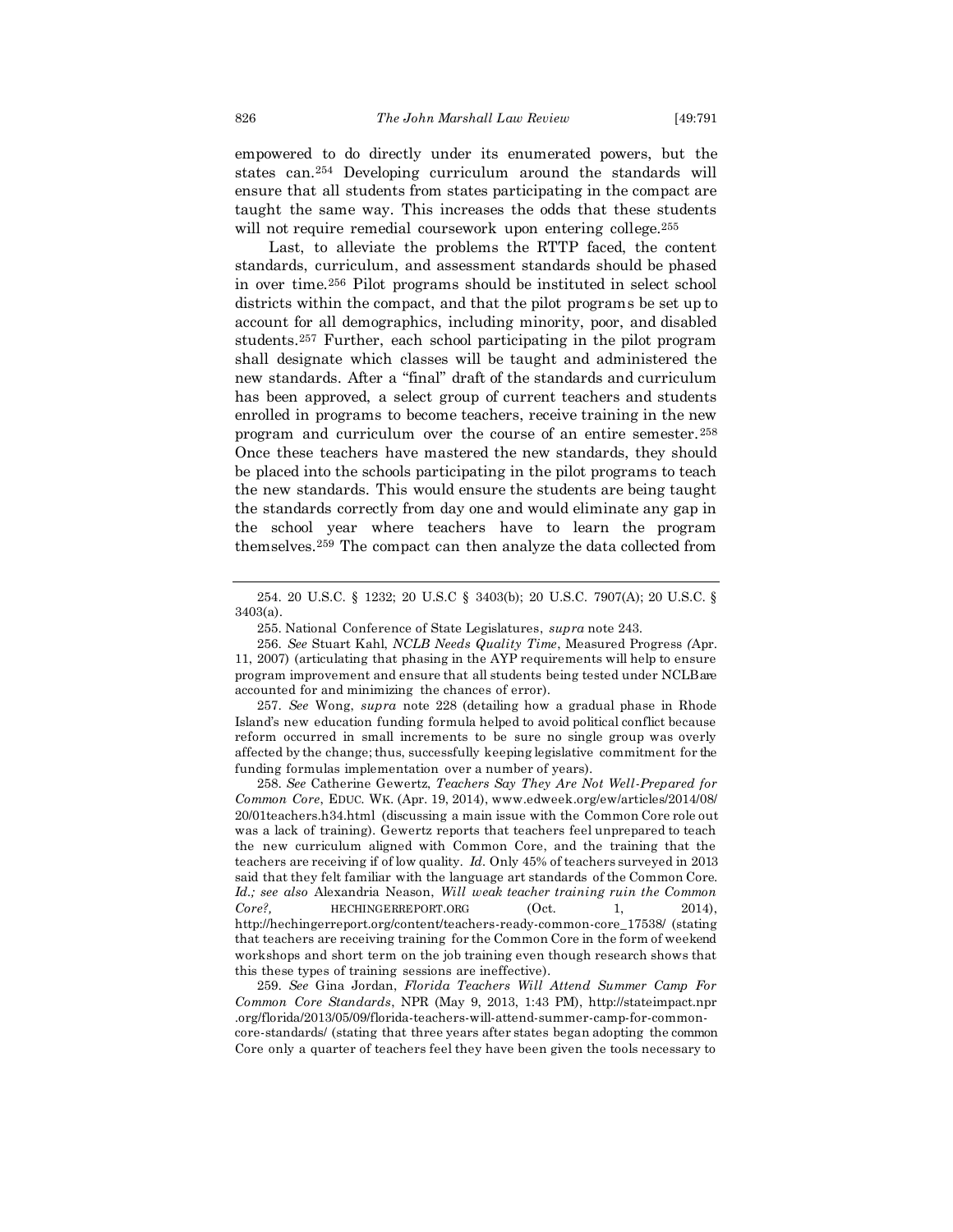empowered to do directly under its enumerated powers, but the states can.[254] Developing curriculum around the standards will ensure that all students from states participating in the compact are taught the same way. This increases the odds that these students will not require remedial coursework upon entering college.[255]

Last, to alleviate the problems the RTTP faced, the content standards, curriculum, and assessment standards should be phased in over time.[256] Pilot programs should be instituted in select school districts within the compact, and that the pilot programs be set up to account for all demographics, including minority, poor, and disabled students.[257] Further, each school participating in the pilot program shall designate which classes will be taught and administered the new standards. After a "final" draft of the standards and curriculum has been approved, a select group of current teachers and students enrolled in programs to become teachers, receive training in the new program and curriculum over the course of an entire semester.[258] Once these teachers have mastered the new standards, they should be placed into the schools participating in the pilot programs to teach the new standards. This would ensure the students are being taught the standards correctly from day one and would eliminate any gap in the school year where teachers have to learn the program themselves.[259] The compact can then analyze the data collected from

---

254. 20 U.S.C. § 1232; 20 U.S.C § 3403(b); 20 U.S.C. 7907(A); 20 U.S.C. § 3403(a).

255. National Conference of State Legislatures, *supra* note 243.

256. *See* Stuart Kahl, *NCLB Needs Quality Time*, Measured Progress (Apr. 11, 2007) (articulating that phasing in the AYP requirements will help to ensure program improvement and ensure that all students being tested under NCLB are accounted for and minimizing the chances of error).

257. *See* Wong, *supra* note 228 (detailing how a gradual phase in Rhode Island's new education funding formula helped to avoid political conflict because reform occurred in small increments to be sure no single group was overly affected by the change; thus, successfully keeping legislative commitment for the funding formulas implementation over a number of years).

258. *See* Catherine Gewertz, *Teachers Say They Are Not Well-Prepared for Common Core*, EDUC. WK. (Apr. 19, 2014), www.edweek.org/ew/articles/2014/08/20/01teachers.h34.html (discussing a main issue with the Common Core role out was a lack of training). Gewertz reports that teachers feel unprepared to teach the new curriculum aligned with Common Core, and the training that the teachers are receiving if of low quality. *Id.* Only 45% of teachers surveyed in 2013 said that they felt familiar with the language art standards of the Common Core. *Id.*; *see also* Alexandria Neason, *Will weak teacher training ruin the Common Core?*, HECHINGERREPORT.ORG (Oct. 1, 2014), http://hechingerreport.org/content/teachers-ready-common-core_17538/ (stating that teachers are receiving training for the Common Core in the form of weekend workshops and short term on the job training even though research shows that this these types of training sessions are ineffective).

259. *See* Gina Jordan, *Florida Teachers Will Attend Summer Camp For Common Core Standards*, NPR (May 9, 2013, 1:43 PM), http://stateimpact.npr.org/florida/2013/05/09/florida-teachers-will-attend-summer-camp-for-common-core-standards/ (stating that three years after states began adopting the common Core only a quarter of teachers feel they have been given the tools necessary to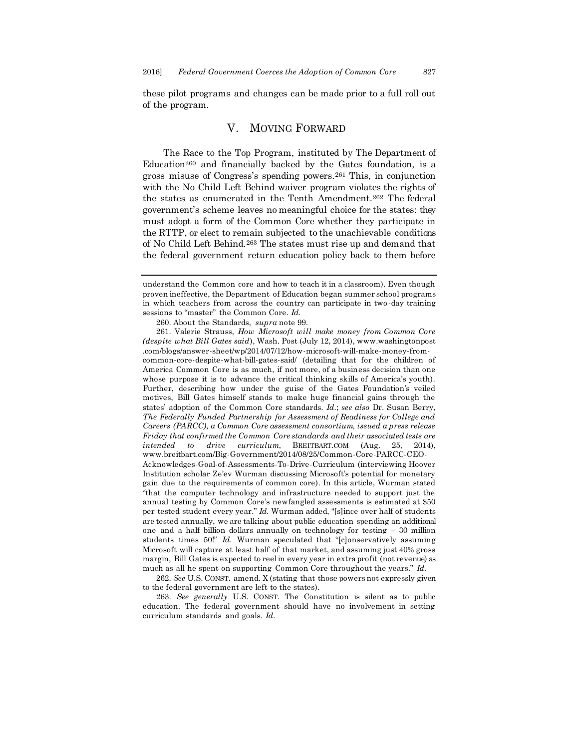these pilot programs and changes can be made prior to a full roll out of the program.

## V. MOVING FORWARD

The Race to the Top Program, instituted by The Department of Education[260] and financially backed by the Gates foundation, is a gross misuse of Congress's spending powers.[261] This, in conjunction with the No Child Left Behind waiver program violates the rights of the states as enumerated in the Tenth Amendment.[262] The federal government's scheme leaves no meaningful choice for the states: they must adopt a form of the Common Core whether they participate in the RTTP, or elect to remain subjected to the unachievable conditions of No Child Left Behind.[263] The states must rise up and demand that the federal government return education policy back to them before

---

understand the Common core and how to teach it in a classroom). Even though proven ineffective, the Department of Education began summer school programs in which teachers from across the country can participate in two-day training sessions to "master" the Common Core. *Id.*

260. About the Standards, *supra* note 99.

261. Valerie Strauss, *How Microsoft will make money from Common Core (despite what Bill Gates said)*, Wash. Post (July 12, 2014), www.washingtonpost.com/blogs/answer-sheet/wp/2014/07/12/how-microsoft-will-make-money-from-common-core-despite-what-bill-gates-said/ (detailing that for the children of America Common Core is as much, if not more, of a business decision than one whose purpose it is to advance the critical thinking skills of America's youth). Further, describing how under the guise of the Gates Foundation's veiled motives, Bill Gates himself stands to make huge financial gains through the states' adoption of the Common Core standards. *Id.*; *see also* Dr. Susan Berry, *The Federally Funded Partnership for Assessment of Readiness for College and Careers (PARCC), a Common Core assessment consortium, issued a press release Friday that confirmed the Common Core standards and their associated tests are intended to drive curriculum*, BREITBART.COM (Aug. 25, 2014), www.breitbart.com/Big-Government/2014/08/25/Common-Core-PARCC-CEO-Acknowledges-Goal-of-Assessments-To-Drive-Curriculum (interviewing Hoover Institution scholar Ze'ev Wurman discussing Microsoft's potential for monetary gain due to the requirements of common core). In this article, Wurman stated "that the computer technology and infrastructure needed to support just the annual testing by Common Core's newfangled assessments is estimated at $50 per tested student every year." *Id.* Wurman added, "[s]ince over half of students are tested annually, we are talking about public education spending an additional one and a half billion dollars annually on technology for testing – 30 million students times 50!" *Id.* Wurman speculated that "[c]onservatively assuming Microsoft will capture at least half of that market, and assuming just 40% gross margin, Bill Gates is expected to reel in every year in extra profit (not revenue) as much as all he spent on supporting Common Core throughout the years." *Id.*

262. *See* U.S. CONST. amend. X (stating that those powers not expressly given to the federal government are left to the states).

263. *See generally* U.S. CONST. The Constitution is silent as to public education. The federal government should have no involvement in setting curriculum standards and goals. *Id.*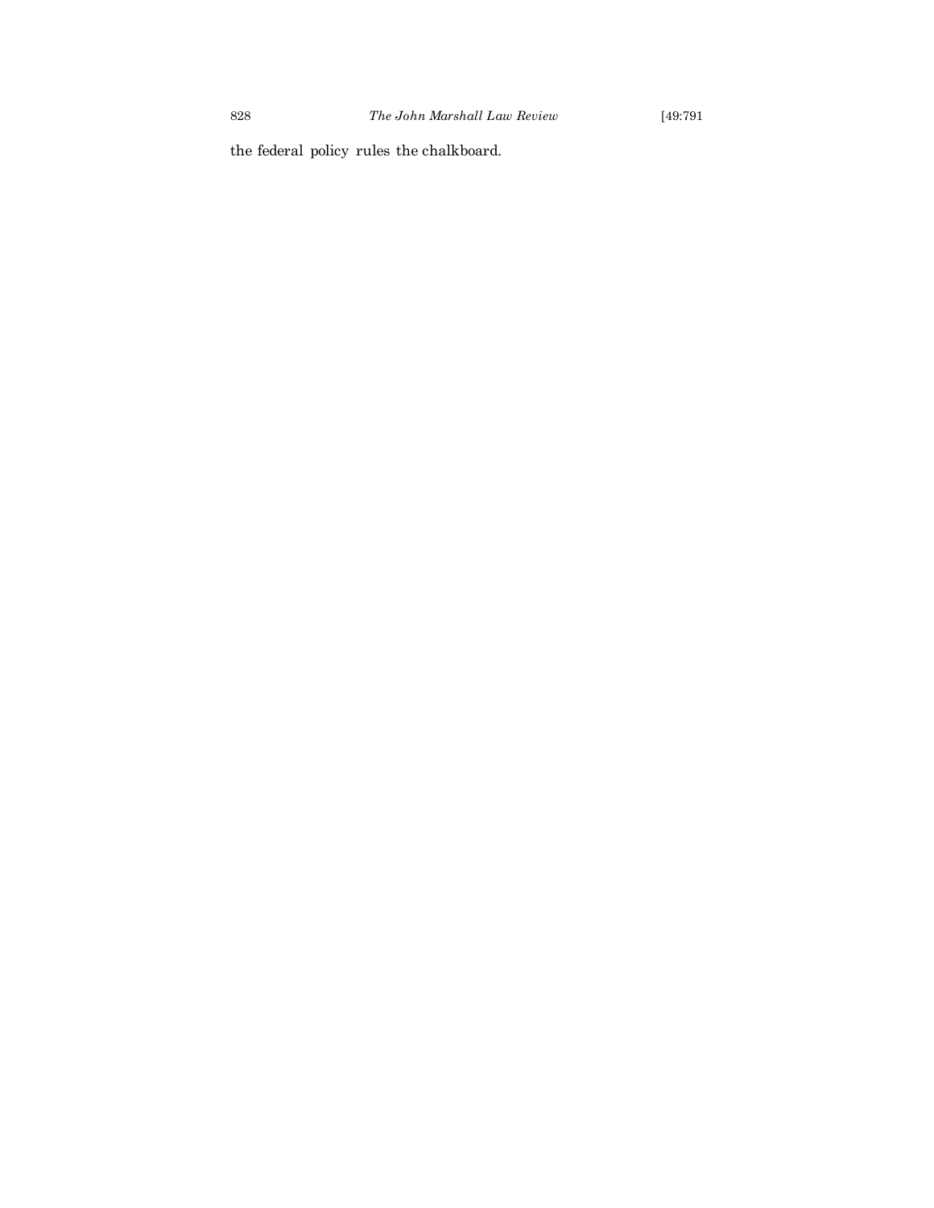the federal policy rules the chalkboard.